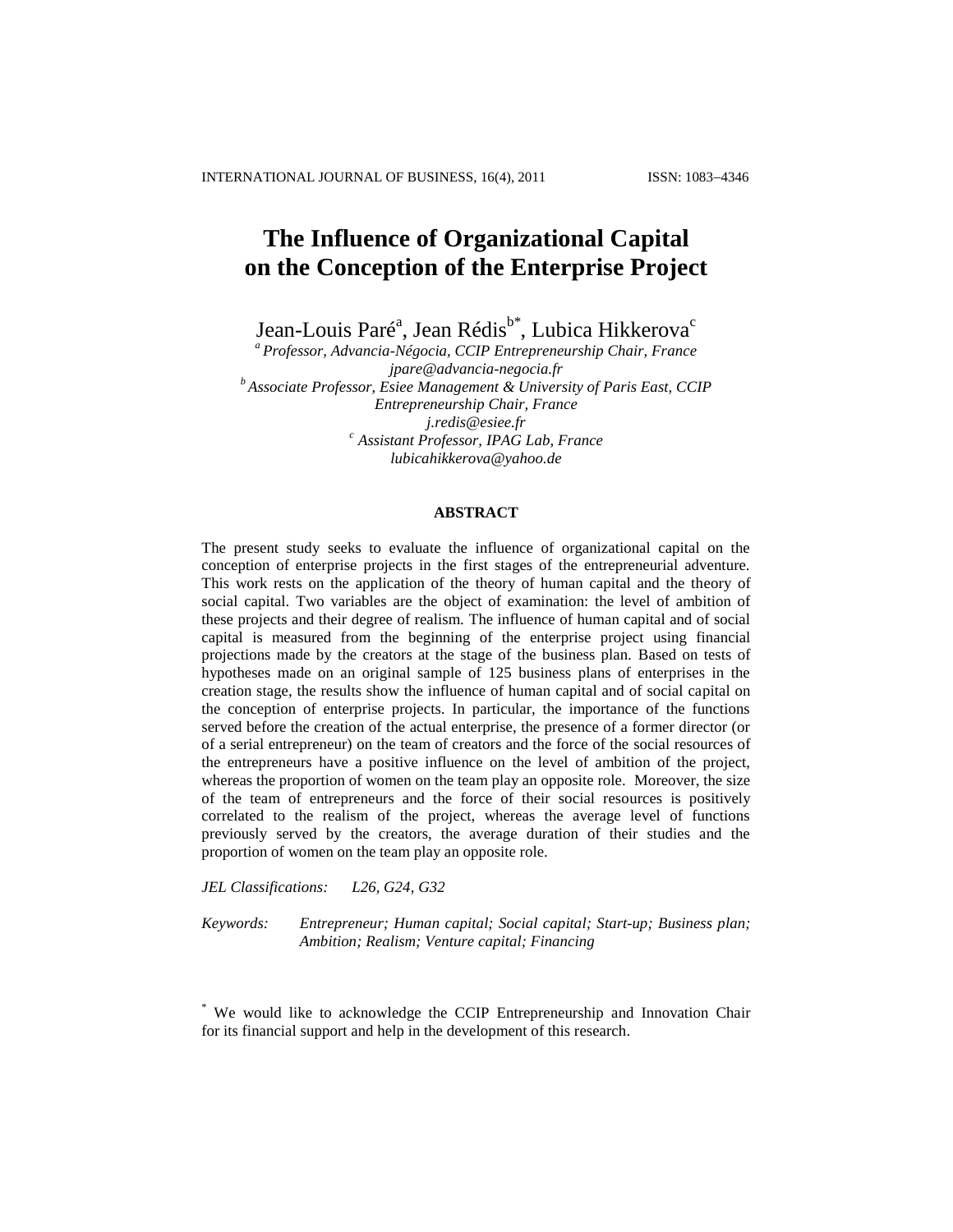# The Influence of Organizational Capital on the Conception of the Enterprise Project

Jean-Louis Paré[a], Jean Rédis[b*], Lubica Hikkerova[c]

[a] *Professor, Advancia-Négocia, CCIP Entrepreneurship Chair, France*
*jpare@advancia-negocia.fr*

[b] *Associate Professor, Esiee Management & University of Paris East, CCIP Entrepreneurship Chair, France*
*j.redis@esiee.fr*

[c] *Assistant Professor, IPAG Lab, France*
*lubicahikkerova@yahoo.de*

## ABSTRACT

The present study seeks to evaluate the influence of organizational capital on the conception of enterprise projects in the first stages of the entrepreneurial adventure. This work rests on the application of the theory of human capital and the theory of social capital. Two variables are the object of examination: the level of ambition of these projects and their degree of realism. The influence of human capital and of social capital is measured from the beginning of the enterprise project using financial projections made by the creators at the stage of the business plan. Based on tests of hypotheses made on an original sample of 125 business plans of enterprises in the creation stage, the results show the influence of human capital and of social capital on the conception of enterprise projects. In particular, the importance of the functions served before the creation of the actual enterprise, the presence of a former director (or of a serial entrepreneur) on the team of creators and the force of the social resources of the entrepreneurs have a positive influence on the level of ambition of the project, whereas the proportion of women on the team play an opposite role. Moreover, the size of the team of entrepreneurs and the force of their social resources is positively correlated to the realism of the project, whereas the average level of functions previously served by the creators, the average duration of their studies and the proportion of women on the team play an opposite role.

*JEL Classifications:* *L26, G24, G32*

*Keywords:* *Entrepreneur; Human capital; Social capital; Start-up; Business plan; Ambition; Realism; Venture capital; Financing*

[*] We would like to acknowledge the CCIP Entrepreneurship and Innovation Chair for its financial support and help in the development of this research.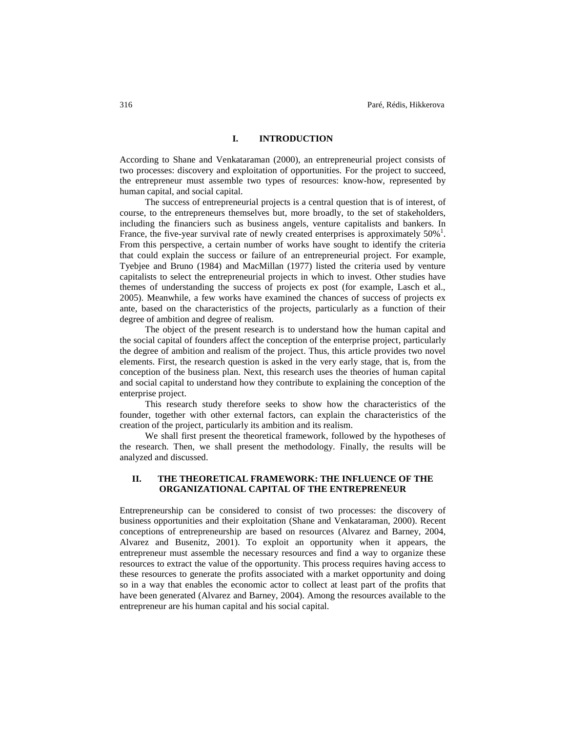## I. INTRODUCTION

According to Shane and Venkataraman (2000), an entrepreneurial project consists of two processes: discovery and exploitation of opportunities. For the project to succeed, the entrepreneur must assemble two types of resources: know-how, represented by human capital, and social capital.

The success of entrepreneurial projects is a central question that is of interest, of course, to the entrepreneurs themselves but, more broadly, to the set of stakeholders, including the financiers such as business angels, venture capitalists and bankers. In France, the five-year survival rate of newly created enterprises is approximately 50%[1]. From this perspective, a certain number of works have sought to identify the criteria that could explain the success or failure of an entrepreneurial project. For example, Tyebjee and Bruno (1984) and MacMillan (1977) listed the criteria used by venture capitalists to select the entrepreneurial projects in which to invest. Other studies have themes of understanding the success of projects ex post (for example, Lasch et al., 2005). Meanwhile, a few works have examined the chances of success of projects ex ante, based on the characteristics of the projects, particularly as a function of their degree of ambition and degree of realism.

The object of the present research is to understand how the human capital and the social capital of founders affect the conception of the enterprise project, particularly the degree of ambition and realism of the project. Thus, this article provides two novel elements. First, the research question is asked in the very early stage, that is, from the conception of the business plan. Next, this research uses the theories of human capital and social capital to understand how they contribute to explaining the conception of the enterprise project.

This research study therefore seeks to show how the characteristics of the founder, together with other external factors, can explain the characteristics of the creation of the project, particularly its ambition and its realism.

We shall first present the theoretical framework, followed by the hypotheses of the research. Then, we shall present the methodology. Finally, the results will be analyzed and discussed.

## II. THE THEORETICAL FRAMEWORK: THE INFLUENCE OF THE ORGANIZATIONAL CAPITAL OF THE ENTREPRENEUR

Entrepreneurship can be considered to consist of two processes: the discovery of business opportunities and their exploitation (Shane and Venkataraman, 2000). Recent conceptions of entrepreneurship are based on resources (Alvarez and Barney, 2004, Alvarez and Busenitz, 2001). To exploit an opportunity when it appears, the entrepreneur must assemble the necessary resources and find a way to organize these resources to extract the value of the opportunity. This process requires having access to these resources to generate the profits associated with a market opportunity and doing so in a way that enables the economic actor to collect at least part of the profits that have been generated (Alvarez and Barney, 2004). Among the resources available to the entrepreneur are his human capital and his social capital.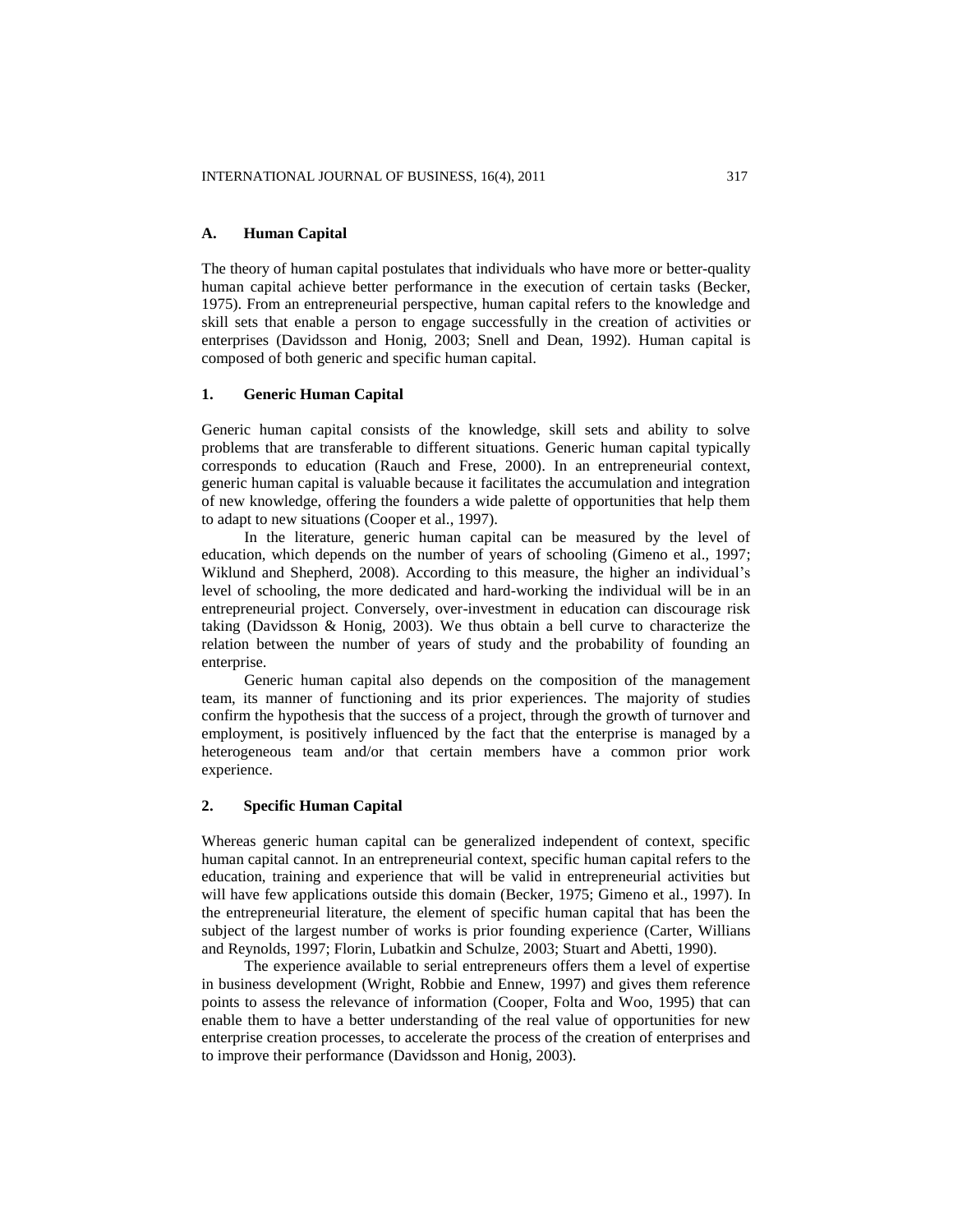## A. Human Capital

The theory of human capital postulates that individuals who have more or better-quality human capital achieve better performance in the execution of certain tasks (Becker, 1975). From an entrepreneurial perspective, human capital refers to the knowledge and skill sets that enable a person to engage successfully in the creation of activities or enterprises (Davidsson and Honig, 2003; Snell and Dean, 1992). Human capital is composed of both generic and specific human capital.

### 1. Generic Human Capital

Generic human capital consists of the knowledge, skill sets and ability to solve problems that are transferable to different situations. Generic human capital typically corresponds to education (Rauch and Frese, 2000). In an entrepreneurial context, generic human capital is valuable because it facilitates the accumulation and integration of new knowledge, offering the founders a wide palette of opportunities that help them to adapt to new situations (Cooper et al., 1997).

In the literature, generic human capital can be measured by the level of education, which depends on the number of years of schooling (Gimeno et al., 1997; Wiklund and Shepherd, 2008). According to this measure, the higher an individual's level of schooling, the more dedicated and hard-working the individual will be in an entrepreneurial project. Conversely, over-investment in education can discourage risk taking (Davidsson & Honig, 2003). We thus obtain a bell curve to characterize the relation between the number of years of study and the probability of founding an enterprise.

Generic human capital also depends on the composition of the management team, its manner of functioning and its prior experiences. The majority of studies confirm the hypothesis that the success of a project, through the growth of turnover and employment, is positively influenced by the fact that the enterprise is managed by a heterogeneous team and/or that certain members have a common prior work experience.

### 2. Specific Human Capital

Whereas generic human capital can be generalized independent of context, specific human capital cannot. In an entrepreneurial context, specific human capital refers to the education, training and experience that will be valid in entrepreneurial activities but will have few applications outside this domain (Becker, 1975; Gimeno et al., 1997). In the entrepreneurial literature, the element of specific human capital that has been the subject of the largest number of works is prior founding experience (Carter, Willians and Reynolds, 1997; Florin, Lubatkin and Schulze, 2003; Stuart and Abetti, 1990).

The experience available to serial entrepreneurs offers them a level of expertise in business development (Wright, Robbie and Ennew, 1997) and gives them reference points to assess the relevance of information (Cooper, Folta and Woo, 1995) that can enable them to have a better understanding of the real value of opportunities for new enterprise creation processes, to accelerate the process of the creation of enterprises and to improve their performance (Davidsson and Honig, 2003).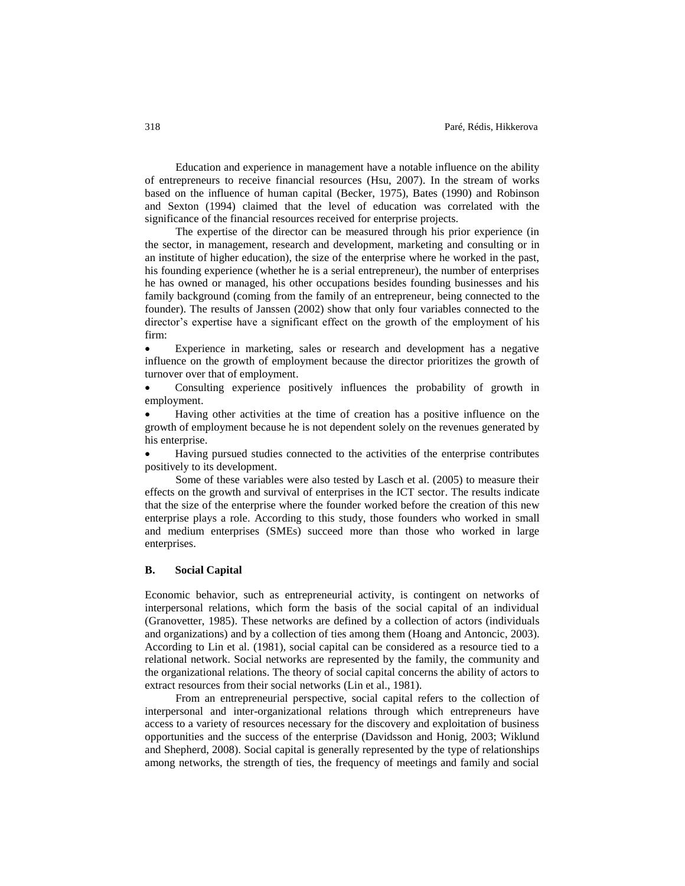Education and experience in management have a notable influence on the ability of entrepreneurs to receive financial resources (Hsu, 2007). In the stream of works based on the influence of human capital (Becker, 1975), Bates (1990) and Robinson and Sexton (1994) claimed that the level of education was correlated with the significance of the financial resources received for enterprise projects.

The expertise of the director can be measured through his prior experience (in the sector, in management, research and development, marketing and consulting or in an institute of higher education), the size of the enterprise where he worked in the past, his founding experience (whether he is a serial entrepreneur), the number of enterprises he has owned or managed, his other occupations besides founding businesses and his family background (coming from the family of an entrepreneur, being connected to the founder). The results of Janssen (2002) show that only four variables connected to the director's expertise have a significant effect on the growth of the employment of his firm:

- Experience in marketing, sales or research and development has a negative influence on the growth of employment because the director prioritizes the growth of turnover over that of employment.
- Consulting experience positively influences the probability of growth in employment.
- Having other activities at the time of creation has a positive influence on the growth of employment because he is not dependent solely on the revenues generated by his enterprise.
- Having pursued studies connected to the activities of the enterprise contributes positively to its development.

Some of these variables were also tested by Lasch et al. (2005) to measure their effects on the growth and survival of enterprises in the ICT sector. The results indicate that the size of the enterprise where the founder worked before the creation of this new enterprise plays a role. According to this study, those founders who worked in small and medium enterprises (SMEs) succeed more than those who worked in large enterprises.

## B. Social Capital

Economic behavior, such as entrepreneurial activity, is contingent on networks of interpersonal relations, which form the basis of the social capital of an individual (Granovetter, 1985). These networks are defined by a collection of actors (individuals and organizations) and by a collection of ties among them (Hoang and Antoncic, 2003). According to Lin et al. (1981), social capital can be considered as a resource tied to a relational network. Social networks are represented by the family, the community and the organizational relations. The theory of social capital concerns the ability of actors to extract resources from their social networks (Lin et al., 1981).

From an entrepreneurial perspective, social capital refers to the collection of interpersonal and inter-organizational relations through which entrepreneurs have access to a variety of resources necessary for the discovery and exploitation of business opportunities and the success of the enterprise (Davidsson and Honig, 2003; Wiklund and Shepherd, 2008). Social capital is generally represented by the type of relationships among networks, the strength of ties, the frequency of meetings and family and social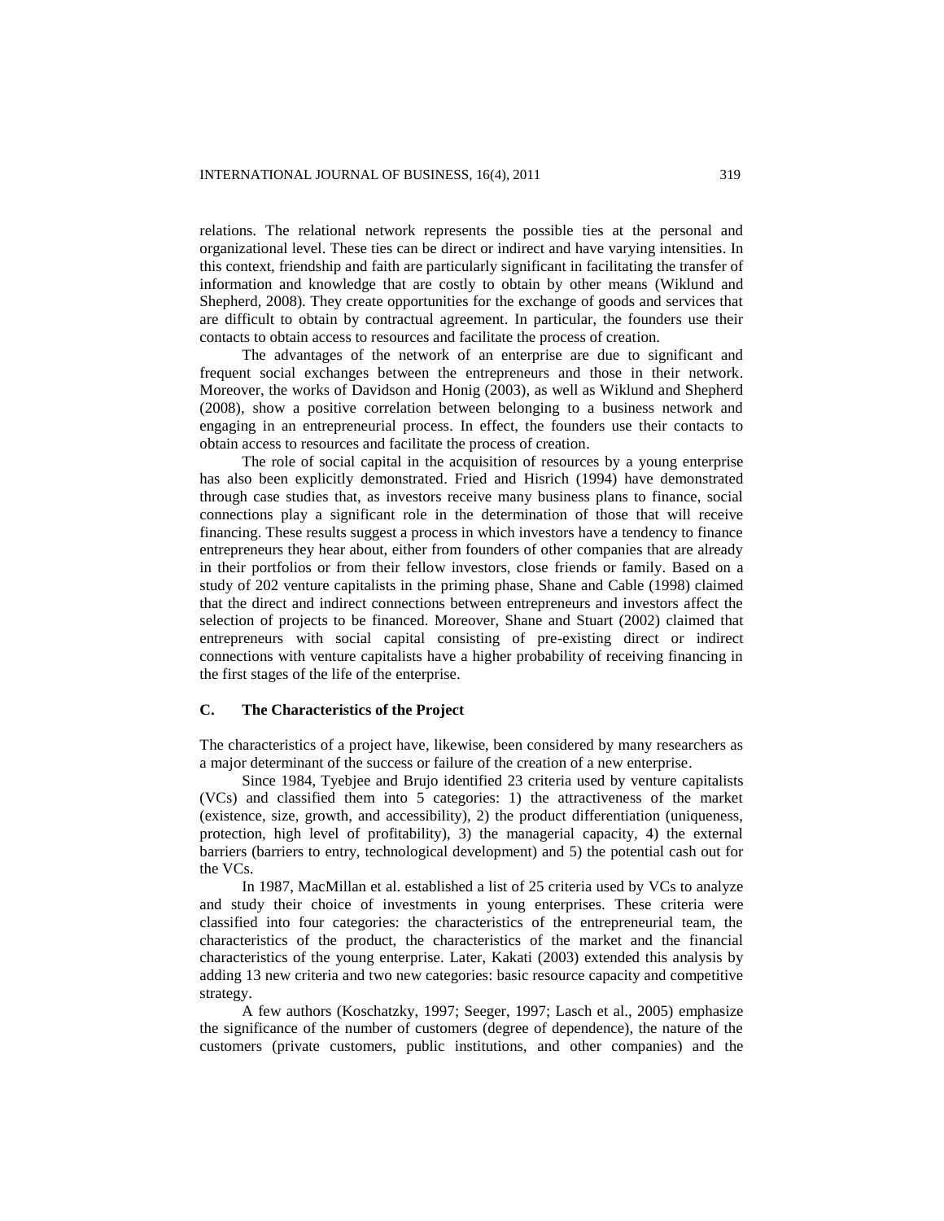relations. The relational network represents the possible ties at the personal and organizational level. These ties can be direct or indirect and have varying intensities. In this context, friendship and faith are particularly significant in facilitating the transfer of information and knowledge that are costly to obtain by other means (Wiklund and Shepherd, 2008). They create opportunities for the exchange of goods and services that are difficult to obtain by contractual agreement. In particular, the founders use their contacts to obtain access to resources and facilitate the process of creation.

The advantages of the network of an enterprise are due to significant and frequent social exchanges between the entrepreneurs and those in their network. Moreover, the works of Davidson and Honig (2003), as well as Wiklund and Shepherd (2008), show a positive correlation between belonging to a business network and engaging in an entrepreneurial process. In effect, the founders use their contacts to obtain access to resources and facilitate the process of creation.

The role of social capital in the acquisition of resources by a young enterprise has also been explicitly demonstrated. Fried and Hisrich (1994) have demonstrated through case studies that, as investors receive many business plans to finance, social connections play a significant role in the determination of those that will receive financing. These results suggest a process in which investors have a tendency to finance entrepreneurs they hear about, either from founders of other companies that are already in their portfolios or from their fellow investors, close friends or family. Based on a study of 202 venture capitalists in the priming phase, Shane and Cable (1998) claimed that the direct and indirect connections between entrepreneurs and investors affect the selection of projects to be financed. Moreover, Shane and Stuart (2002) claimed that entrepreneurs with social capital consisting of pre-existing direct or indirect connections with venture capitalists have a higher probability of receiving financing in the first stages of the life of the enterprise.

## C. The Characteristics of the Project

The characteristics of a project have, likewise, been considered by many researchers as a major determinant of the success or failure of the creation of a new enterprise.

Since 1984, Tyebjee and Brujo identified 23 criteria used by venture capitalists (VCs) and classified them into 5 categories: 1) the attractiveness of the market (existence, size, growth, and accessibility), 2) the product differentiation (uniqueness, protection, high level of profitability), 3) the managerial capacity, 4) the external barriers (barriers to entry, technological development) and 5) the potential cash out for the VCs.

In 1987, MacMillan et al. established a list of 25 criteria used by VCs to analyze and study their choice of investments in young enterprises. These criteria were classified into four categories: the characteristics of the entrepreneurial team, the characteristics of the product, the characteristics of the market and the financial characteristics of the young enterprise. Later, Kakati (2003) extended this analysis by adding 13 new criteria and two new categories: basic resource capacity and competitive strategy.

A few authors (Koschatzky, 1997; Seeger, 1997; Lasch et al., 2005) emphasize the significance of the number of customers (degree of dependence), the nature of the customers (private customers, public institutions, and other companies) and the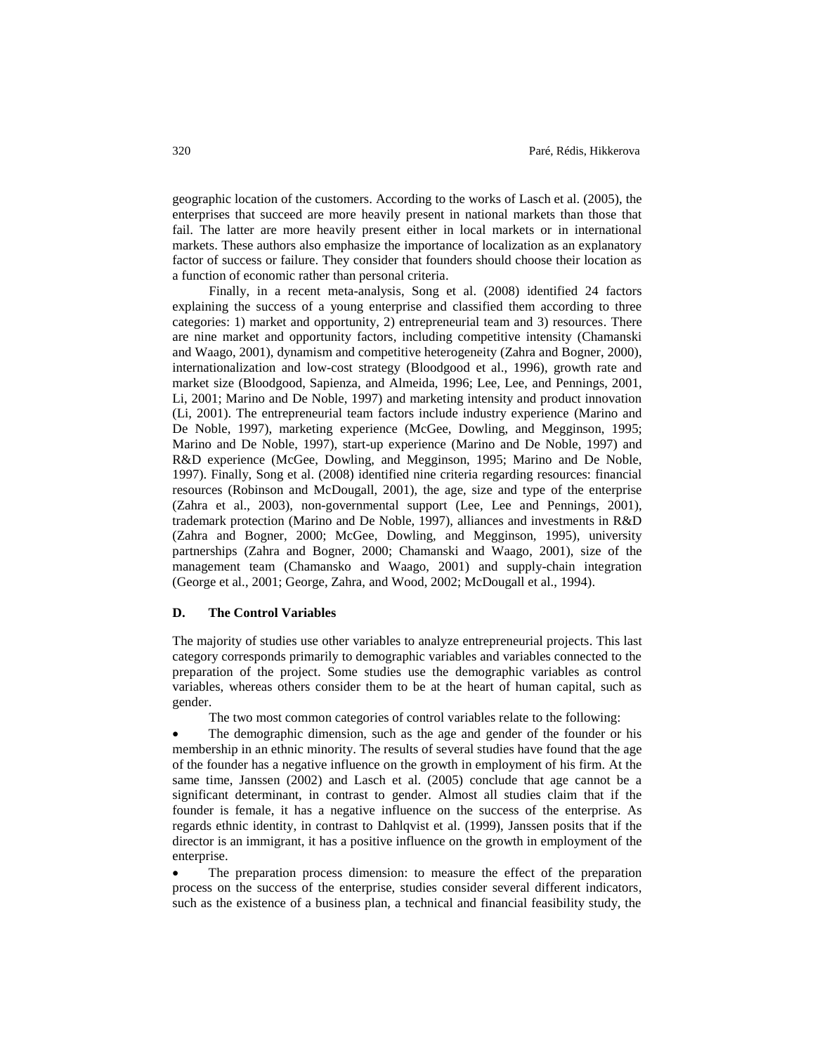geographic location of the customers. According to the works of Lasch et al. (2005), the enterprises that succeed are more heavily present in national markets than those that fail. The latter are more heavily present either in local markets or in international markets. These authors also emphasize the importance of localization as an explanatory factor of success or failure. They consider that founders should choose their location as a function of economic rather than personal criteria.

Finally, in a recent meta-analysis, Song et al. (2008) identified 24 factors explaining the success of a young enterprise and classified them according to three categories: 1) market and opportunity, 2) entrepreneurial team and 3) resources. There are nine market and opportunity factors, including competitive intensity (Chamanski and Waago, 2001), dynamism and competitive heterogeneity (Zahra and Bogner, 2000), internationalization and low-cost strategy (Bloodgood et al., 1996), growth rate and market size (Bloodgood, Sapienza, and Almeida, 1996; Lee, Lee, and Pennings, 2001, Li, 2001; Marino and De Noble, 1997) and marketing intensity and product innovation (Li, 2001). The entrepreneurial team factors include industry experience (Marino and De Noble, 1997), marketing experience (McGee, Dowling, and Megginson, 1995; Marino and De Noble, 1997), start-up experience (Marino and De Noble, 1997) and R&D experience (McGee, Dowling, and Megginson, 1995; Marino and De Noble, 1997). Finally, Song et al. (2008) identified nine criteria regarding resources: financial resources (Robinson and McDougall, 2001), the age, size and type of the enterprise (Zahra et al., 2003), non-governmental support (Lee, Lee and Pennings, 2001), trademark protection (Marino and De Noble, 1997), alliances and investments in R&D (Zahra and Bogner, 2000; McGee, Dowling, and Megginson, 1995), university partnerships (Zahra and Bogner, 2000; Chamanski and Waago, 2001), size of the management team (Chamansko and Waago, 2001) and supply-chain integration (George et al., 2001; George, Zahra, and Wood, 2002; McDougall et al., 1994).

### D. The Control Variables

The majority of studies use other variables to analyze entrepreneurial projects. This last category corresponds primarily to demographic variables and variables connected to the preparation of the project. Some studies use the demographic variables as control variables, whereas others consider them to be at the heart of human capital, such as gender.

The two most common categories of control variables relate to the following:

- The demographic dimension, such as the age and gender of the founder or his membership in an ethnic minority. The results of several studies have found that the age of the founder has a negative influence on the growth in employment of his firm. At the same time, Janssen (2002) and Lasch et al. (2005) conclude that age cannot be a significant determinant, in contrast to gender. Almost all studies claim that if the founder is female, it has a negative influence on the success of the enterprise. As regards ethnic identity, in contrast to Dahlqvist et al. (1999), Janssen posits that if the director is an immigrant, it has a positive influence on the growth in employment of the enterprise.
- The preparation process dimension: to measure the effect of the preparation process on the success of the enterprise, studies consider several different indicators, such as the existence of a business plan, a technical and financial feasibility study, the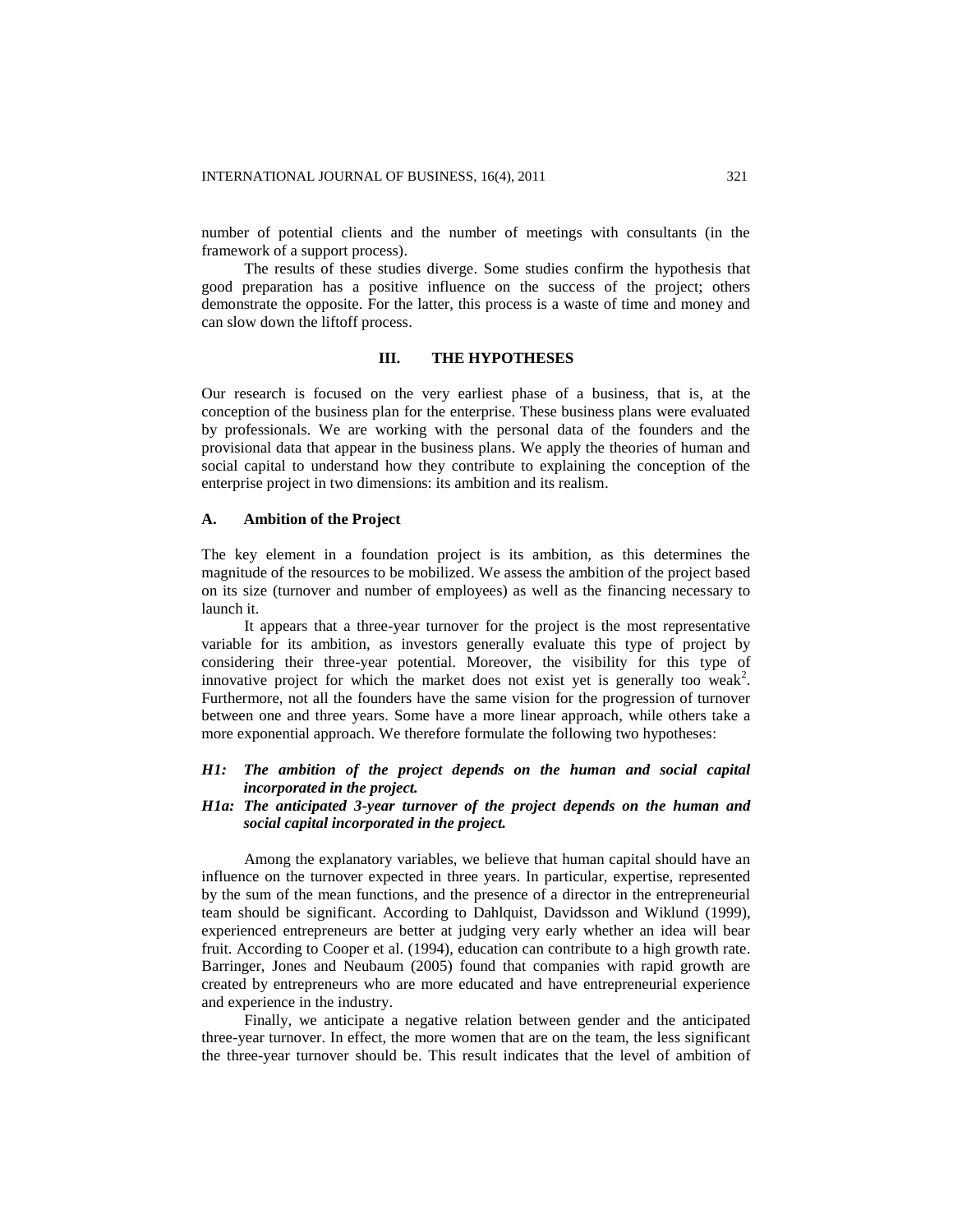number of potential clients and the number of meetings with consultants (in the framework of a support process).

The results of these studies diverge. Some studies confirm the hypothesis that good preparation has a positive influence on the success of the project; others demonstrate the opposite. For the latter, this process is a waste of time and money and can slow down the liftoff process.

## III. THE HYPOTHESES

Our research is focused on the very earliest phase of a business, that is, at the conception of the business plan for the enterprise. These business plans were evaluated by professionals. We are working with the personal data of the founders and the provisional data that appear in the business plans. We apply the theories of human and social capital to understand how they contribute to explaining the conception of the enterprise project in two dimensions: its ambition and its realism.

### A. Ambition of the Project

The key element in a foundation project is its ambition, as this determines the magnitude of the resources to be mobilized. We assess the ambition of the project based on its size (turnover and number of employees) as well as the financing necessary to launch it.

It appears that a three-year turnover for the project is the most representative variable for its ambition, as investors generally evaluate this type of project by considering their three-year potential. Moreover, the visibility for this type of innovative project for which the market does not exist yet is generally too weak[2]. Furthermore, not all the founders have the same vision for the progression of turnover between one and three years. Some have a more linear approach, while others take a more exponential approach. We therefore formulate the following two hypotheses:

***H1: The ambition of the project depends on the human and social capital incorporated in the project.***

***H1a: The anticipated 3-year turnover of the project depends on the human and social capital incorporated in the project.***

Among the explanatory variables, we believe that human capital should have an influence on the turnover expected in three years. In particular, expertise, represented by the sum of the mean functions, and the presence of a director in the entrepreneurial team should be significant. According to Dahlquist, Davidsson and Wiklund (1999), experienced entrepreneurs are better at judging very early whether an idea will bear fruit. According to Cooper et al. (1994), education can contribute to a high growth rate. Barringer, Jones and Neubaum (2005) found that companies with rapid growth are created by entrepreneurs who are more educated and have entrepreneurial experience and experience in the industry.

Finally, we anticipate a negative relation between gender and the anticipated three-year turnover. In effect, the more women that are on the team, the less significant the three-year turnover should be. This result indicates that the level of ambition of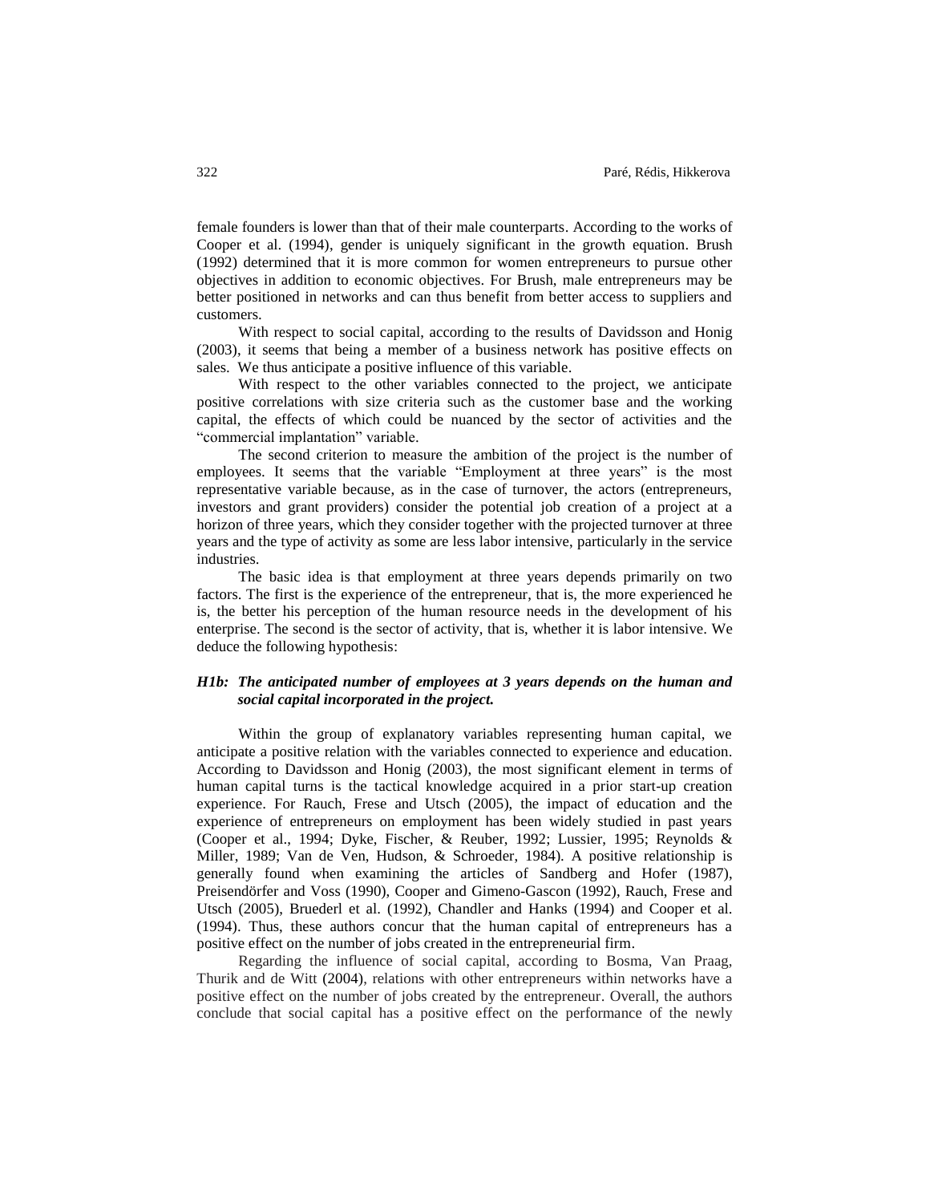female founders is lower than that of their male counterparts. According to the works of Cooper et al. (1994), gender is uniquely significant in the growth equation. Brush (1992) determined that it is more common for women entrepreneurs to pursue other objectives in addition to economic objectives. For Brush, male entrepreneurs may be better positioned in networks and can thus benefit from better access to suppliers and customers.

With respect to social capital, according to the results of Davidsson and Honig (2003), it seems that being a member of a business network has positive effects on sales. We thus anticipate a positive influence of this variable.

With respect to the other variables connected to the project, we anticipate positive correlations with size criteria such as the customer base and the working capital, the effects of which could be nuanced by the sector of activities and the "commercial implantation" variable.

The second criterion to measure the ambition of the project is the number of employees. It seems that the variable "Employment at three years" is the most representative variable because, as in the case of turnover, the actors (entrepreneurs, investors and grant providers) consider the potential job creation of a project at a horizon of three years, which they consider together with the projected turnover at three years and the type of activity as some are less labor intensive, particularly in the service industries.

The basic idea is that employment at three years depends primarily on two factors. The first is the experience of the entrepreneur, that is, the more experienced he is, the better his perception of the human resource needs in the development of his enterprise. The second is the sector of activity, that is, whether it is labor intensive. We deduce the following hypothesis:

***H1b: The anticipated number of employees at 3 years depends on the human and social capital incorporated in the project.***

Within the group of explanatory variables representing human capital, we anticipate a positive relation with the variables connected to experience and education. According to Davidsson and Honig (2003), the most significant element in terms of human capital turns is the tactical knowledge acquired in a prior start-up creation experience. For Rauch, Frese and Utsch (2005), the impact of education and the experience of entrepreneurs on employment has been widely studied in past years (Cooper et al., 1994; Dyke, Fischer, & Reuber, 1992; Lussier, 1995; Reynolds & Miller, 1989; Van de Ven, Hudson, & Schroeder, 1984). A positive relationship is generally found when examining the articles of Sandberg and Hofer (1987), Preisendörfer and Voss (1990), Cooper and Gimeno-Gascon (1992), Rauch, Frese and Utsch (2005), Bruederl et al. (1992), Chandler and Hanks (1994) and Cooper et al. (1994). Thus, these authors concur that the human capital of entrepreneurs has a positive effect on the number of jobs created in the entrepreneurial firm.

Regarding the influence of social capital, according to Bosma, Van Praag, Thurik and de Witt (2004), relations with other entrepreneurs within networks have a positive effect on the number of jobs created by the entrepreneur. Overall, the authors conclude that social capital has a positive effect on the performance of the newly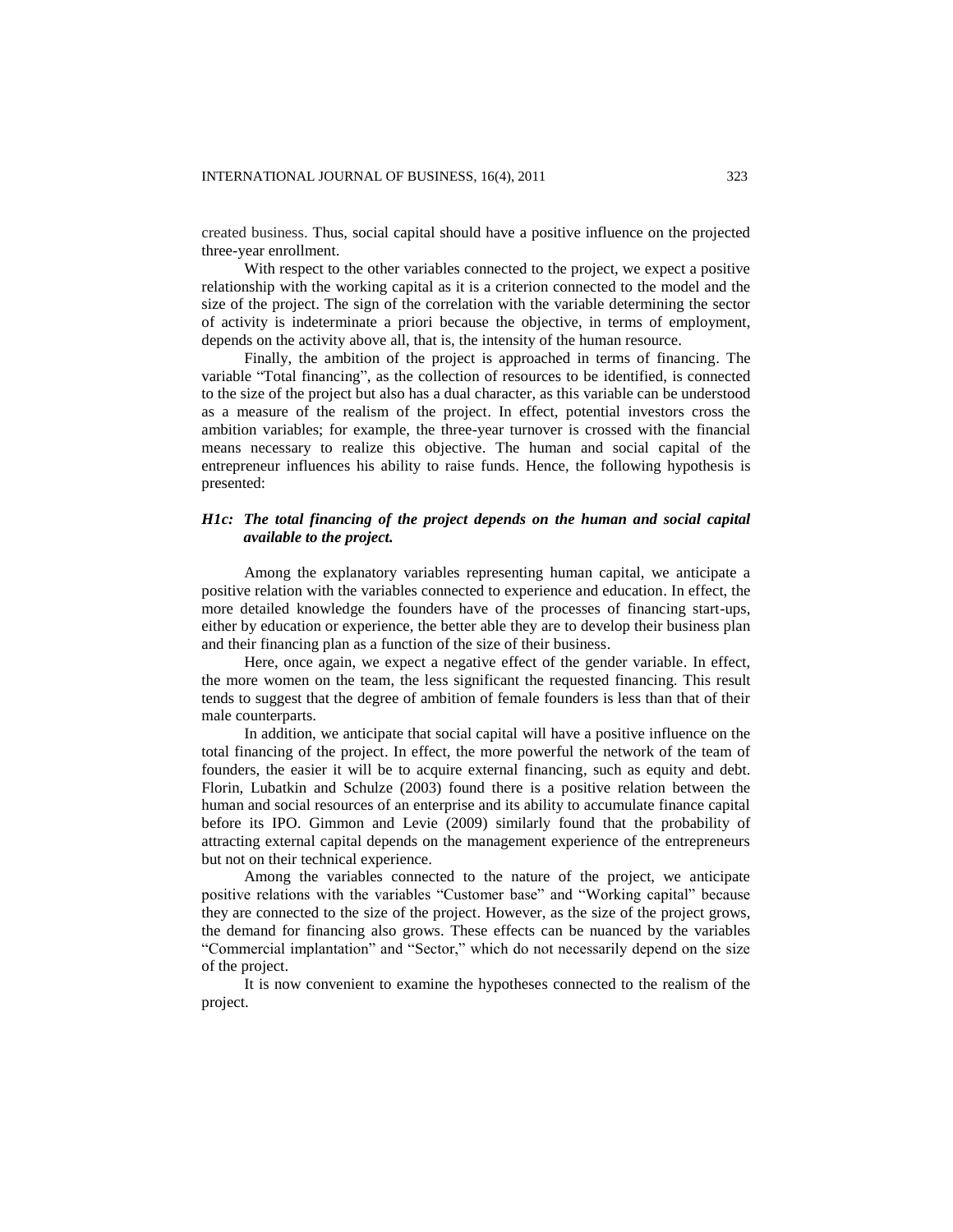created business. Thus, social capital should have a positive influence on the projected three-year enrollment.

With respect to the other variables connected to the project, we expect a positive relationship with the working capital as it is a criterion connected to the model and the size of the project. The sign of the correlation with the variable determining the sector of activity is indeterminate a priori because the objective, in terms of employment, depends on the activity above all, that is, the intensity of the human resource.

Finally, the ambition of the project is approached in terms of financing. The variable "Total financing", as the collection of resources to be identified, is connected to the size of the project but also has a dual character, as this variable can be understood as a measure of the realism of the project. In effect, potential investors cross the ambition variables; for example, the three-year turnover is crossed with the financial means necessary to realize this objective. The human and social capital of the entrepreneur influences his ability to raise funds. Hence, the following hypothesis is presented:

***H1c: The total financing of the project depends on the human and social capital available to the project.***

Among the explanatory variables representing human capital, we anticipate a positive relation with the variables connected to experience and education. In effect, the more detailed knowledge the founders have of the processes of financing start-ups, either by education or experience, the better able they are to develop their business plan and their financing plan as a function of the size of their business.

Here, once again, we expect a negative effect of the gender variable. In effect, the more women on the team, the less significant the requested financing. This result tends to suggest that the degree of ambition of female founders is less than that of their male counterparts.

In addition, we anticipate that social capital will have a positive influence on the total financing of the project. In effect, the more powerful the network of the team of founders, the easier it will be to acquire external financing, such as equity and debt. Florin, Lubatkin and Schulze (2003) found there is a positive relation between the human and social resources of an enterprise and its ability to accumulate finance capital before its IPO. Gimmon and Levie (2009) similarly found that the probability of attracting external capital depends on the management experience of the entrepreneurs but not on their technical experience.

Among the variables connected to the nature of the project, we anticipate positive relations with the variables "Customer base" and "Working capital" because they are connected to the size of the project. However, as the size of the project grows, the demand for financing also grows. These effects can be nuanced by the variables "Commercial implantation" and "Sector," which do not necessarily depend on the size of the project.

It is now convenient to examine the hypotheses connected to the realism of the project.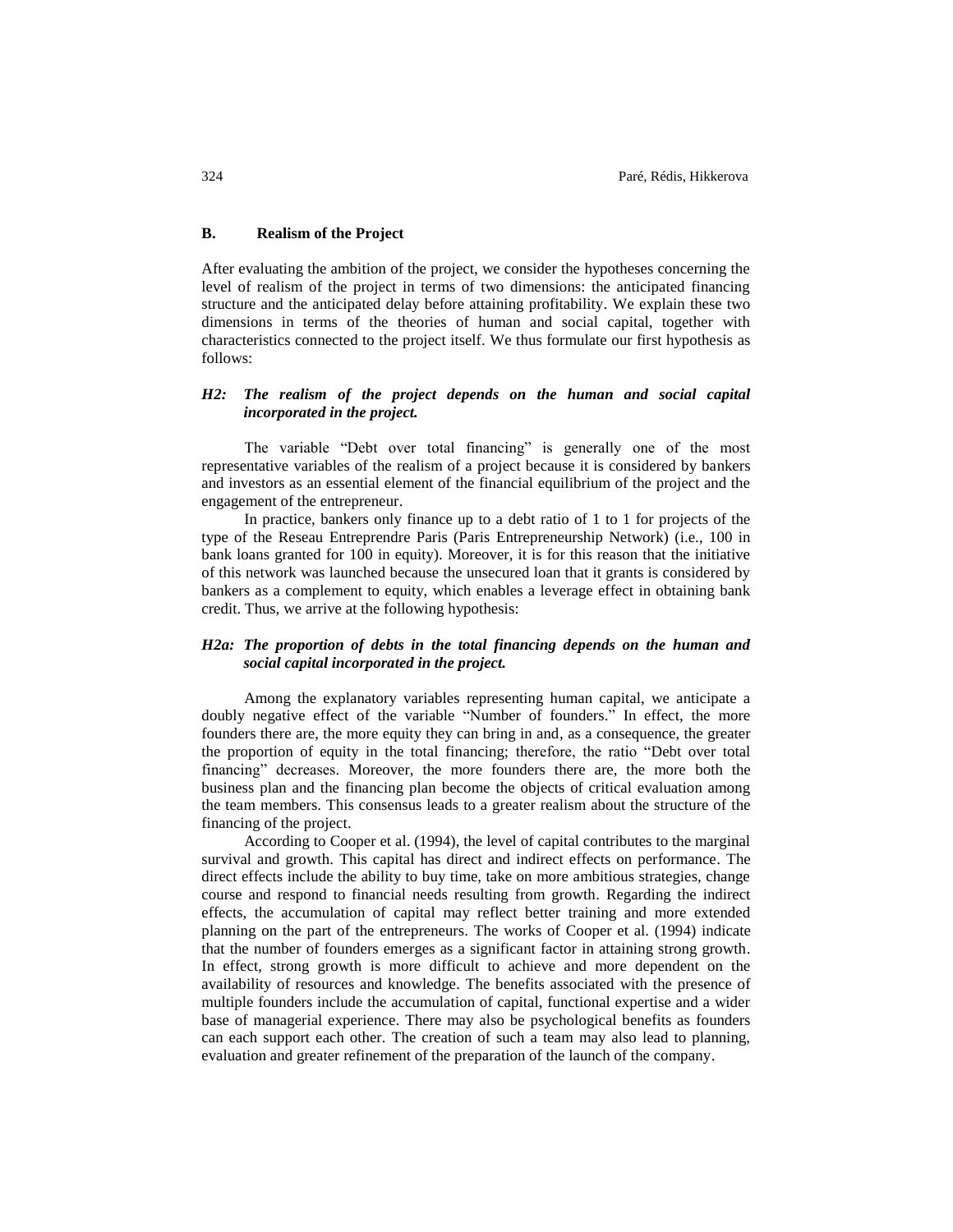### B. Realism of the Project

After evaluating the ambition of the project, we consider the hypotheses concerning the level of realism of the project in terms of two dimensions: the anticipated financing structure and the anticipated delay before attaining profitability. We explain these two dimensions in terms of the theories of human and social capital, together with characteristics connected to the project itself. We thus formulate our first hypothesis as follows:

***H2: The realism of the project depends on the human and social capital incorporated in the project.***

The variable "Debt over total financing" is generally one of the most representative variables of the realism of a project because it is considered by bankers and investors as an essential element of the financial equilibrium of the project and the engagement of the entrepreneur.

In practice, bankers only finance up to a debt ratio of 1 to 1 for projects of the type of the Reseau Entreprendre Paris (Paris Entrepreneurship Network) (i.e., 100 in bank loans granted for 100 in equity). Moreover, it is for this reason that the initiative of this network was launched because the unsecured loan that it grants is considered by bankers as a complement to equity, which enables a leverage effect in obtaining bank credit. Thus, we arrive at the following hypothesis:

***H2a: The proportion of debts in the total financing depends on the human and social capital incorporated in the project.***

Among the explanatory variables representing human capital, we anticipate a doubly negative effect of the variable "Number of founders." In effect, the more founders there are, the more equity they can bring in and, as a consequence, the greater the proportion of equity in the total financing; therefore, the ratio "Debt over total financing" decreases. Moreover, the more founders there are, the more both the business plan and the financing plan become the objects of critical evaluation among the team members. This consensus leads to a greater realism about the structure of the financing of the project.

According to Cooper et al. (1994), the level of capital contributes to the marginal survival and growth. This capital has direct and indirect effects on performance. The direct effects include the ability to buy time, take on more ambitious strategies, change course and respond to financial needs resulting from growth. Regarding the indirect effects, the accumulation of capital may reflect better training and more extended planning on the part of the entrepreneurs. The works of Cooper et al. (1994) indicate that the number of founders emerges as a significant factor in attaining strong growth. In effect, strong growth is more difficult to achieve and more dependent on the availability of resources and knowledge. The benefits associated with the presence of multiple founders include the accumulation of capital, functional expertise and a wider base of managerial experience. There may also be psychological benefits as founders can each support each other. The creation of such a team may also lead to planning, evaluation and greater refinement of the preparation of the launch of the company.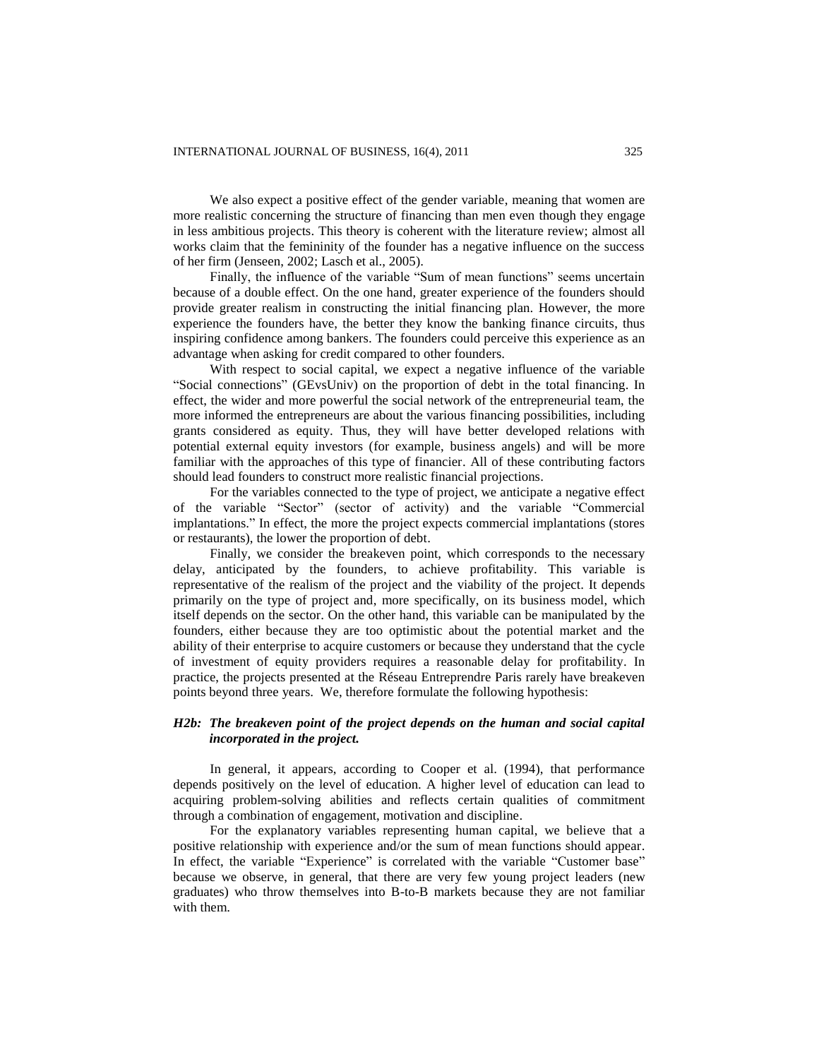We also expect a positive effect of the gender variable, meaning that women are more realistic concerning the structure of financing than men even though they engage in less ambitious projects. This theory is coherent with the literature review; almost all works claim that the femininity of the founder has a negative influence on the success of her firm (Jenseen, 2002; Lasch et al., 2005).

Finally, the influence of the variable "Sum of mean functions" seems uncertain because of a double effect. On the one hand, greater experience of the founders should provide greater realism in constructing the initial financing plan. However, the more experience the founders have, the better they know the banking finance circuits, thus inspiring confidence among bankers. The founders could perceive this experience as an advantage when asking for credit compared to other founders.

With respect to social capital, we expect a negative influence of the variable "Social connections" (GEvsUniv) on the proportion of debt in the total financing. In effect, the wider and more powerful the social network of the entrepreneurial team, the more informed the entrepreneurs are about the various financing possibilities, including grants considered as equity. Thus, they will have better developed relations with potential external equity investors (for example, business angels) and will be more familiar with the approaches of this type of financier. All of these contributing factors should lead founders to construct more realistic financial projections.

For the variables connected to the type of project, we anticipate a negative effect of the variable "Sector" (sector of activity) and the variable "Commercial implantations." In effect, the more the project expects commercial implantations (stores or restaurants), the lower the proportion of debt.

Finally, we consider the breakeven point, which corresponds to the necessary delay, anticipated by the founders, to achieve profitability. This variable is representative of the realism of the project and the viability of the project. It depends primarily on the type of project and, more specifically, on its business model, which itself depends on the sector. On the other hand, this variable can be manipulated by the founders, either because they are too optimistic about the potential market and the ability of their enterprise to acquire customers or because they understand that the cycle of investment of equity providers requires a reasonable delay for profitability. In practice, the projects presented at the Réseau Entreprendre Paris rarely have breakeven points beyond three years. We, therefore formulate the following hypothesis:

***H2b: The breakeven point of the project depends on the human and social capital incorporated in the project.***

In general, it appears, according to Cooper et al. (1994), that performance depends positively on the level of education. A higher level of education can lead to acquiring problem-solving abilities and reflects certain qualities of commitment through a combination of engagement, motivation and discipline.

For the explanatory variables representing human capital, we believe that a positive relationship with experience and/or the sum of mean functions should appear. In effect, the variable "Experience" is correlated with the variable "Customer base" because we observe, in general, that there are very few young project leaders (new graduates) who throw themselves into B-to-B markets because they are not familiar with them.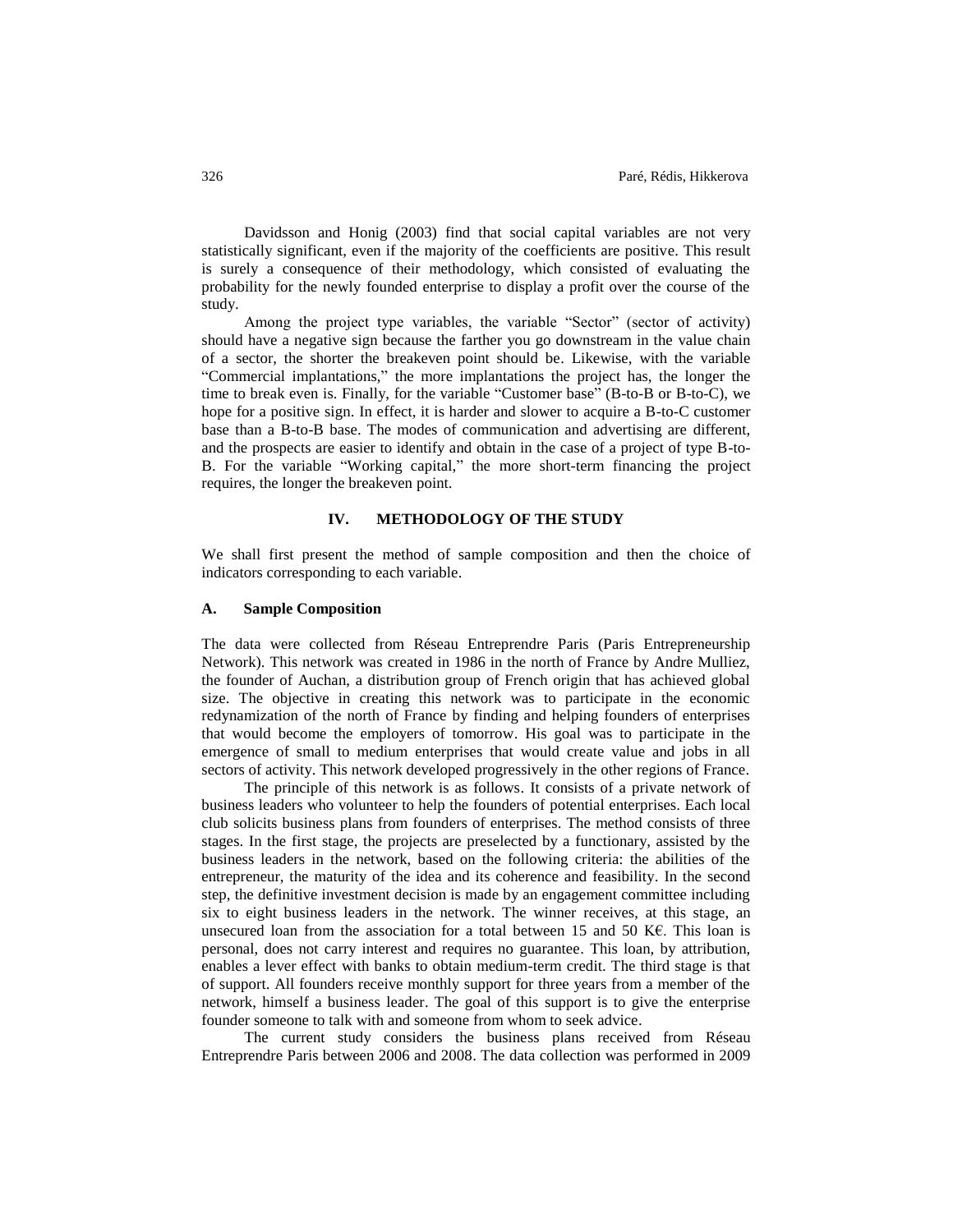Davidsson and Honig (2003) find that social capital variables are not very statistically significant, even if the majority of the coefficients are positive. This result is surely a consequence of their methodology, which consisted of evaluating the probability for the newly founded enterprise to display a profit over the course of the study.

Among the project type variables, the variable "Sector" (sector of activity) should have a negative sign because the farther you go downstream in the value chain of a sector, the shorter the breakeven point should be. Likewise, with the variable "Commercial implantations," the more implantations the project has, the longer the time to break even is. Finally, for the variable "Customer base" (B-to-B or B-to-C), we hope for a positive sign. In effect, it is harder and slower to acquire a B-to-C customer base than a B-to-B base. The modes of communication and advertising are different, and the prospects are easier to identify and obtain in the case of a project of type B-to-B. For the variable "Working capital," the more short-term financing the project requires, the longer the breakeven point.

## IV. METHODOLOGY OF THE STUDY

We shall first present the method of sample composition and then the choice of indicators corresponding to each variable.

### A. Sample Composition

The data were collected from Réseau Entreprendre Paris (Paris Entrepreneurship Network). This network was created in 1986 in the north of France by Andre Mulliez, the founder of Auchan, a distribution group of French origin that has achieved global size. The objective in creating this network was to participate in the economic redynamization of the north of France by finding and helping founders of enterprises that would become the employers of tomorrow. His goal was to participate in the emergence of small to medium enterprises that would create value and jobs in all sectors of activity. This network developed progressively in the other regions of France.

The principle of this network is as follows. It consists of a private network of business leaders who volunteer to help the founders of potential enterprises. Each local club solicits business plans from founders of enterprises. The method consists of three stages. In the first stage, the projects are preselected by a functionary, assisted by the business leaders in the network, based on the following criteria: the abilities of the entrepreneur, the maturity of the idea and its coherence and feasibility. In the second step, the definitive investment decision is made by an engagement committee including six to eight business leaders in the network. The winner receives, at this stage, an unsecured loan from the association for a total between 15 and 50 K€. This loan is personal, does not carry interest and requires no guarantee. This loan, by attribution, enables a lever effect with banks to obtain medium-term credit. The third stage is that of support. All founders receive monthly support for three years from a member of the network, himself a business leader. The goal of this support is to give the enterprise founder someone to talk with and someone from whom to seek advice.

The current study considers the business plans received from Réseau Entreprendre Paris between 2006 and 2008. The data collection was performed in 2009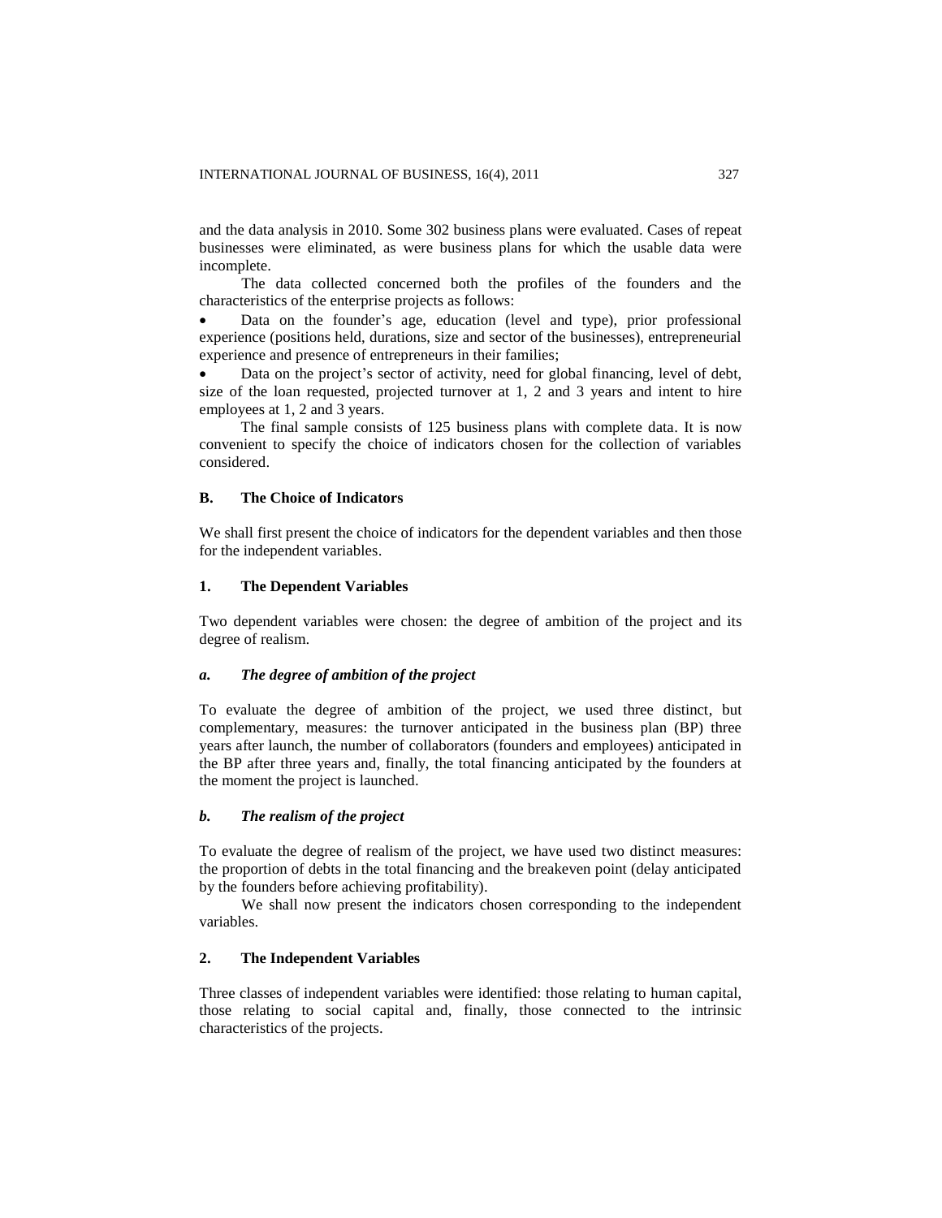and the data analysis in 2010. Some 302 business plans were evaluated. Cases of repeat businesses were eliminated, as were business plans for which the usable data were incomplete.

The data collected concerned both the profiles of the founders and the characteristics of the enterprise projects as follows:

- Data on the founder's age, education (level and type), prior professional experience (positions held, durations, size and sector of the businesses), entrepreneurial experience and presence of entrepreneurs in their families;
- Data on the project's sector of activity, need for global financing, level of debt, size of the loan requested, projected turnover at 1, 2 and 3 years and intent to hire employees at 1, 2 and 3 years.

The final sample consists of 125 business plans with complete data. It is now convenient to specify the choice of indicators chosen for the collection of variables considered.

## B. The Choice of Indicators

We shall first present the choice of indicators for the dependent variables and then those for the independent variables.

### 1. The Dependent Variables

Two dependent variables were chosen: the degree of ambition of the project and its degree of realism.

#### *a. The degree of ambition of the project*

To evaluate the degree of ambition of the project, we used three distinct, but complementary, measures: the turnover anticipated in the business plan (BP) three years after launch, the number of collaborators (founders and employees) anticipated in the BP after three years and, finally, the total financing anticipated by the founders at the moment the project is launched.

#### *b. The realism of the project*

To evaluate the degree of realism of the project, we have used two distinct measures: the proportion of debts in the total financing and the breakeven point (delay anticipated by the founders before achieving profitability).

We shall now present the indicators chosen corresponding to the independent variables.

### 2. The Independent Variables

Three classes of independent variables were identified: those relating to human capital, those relating to social capital and, finally, those connected to the intrinsic characteristics of the projects.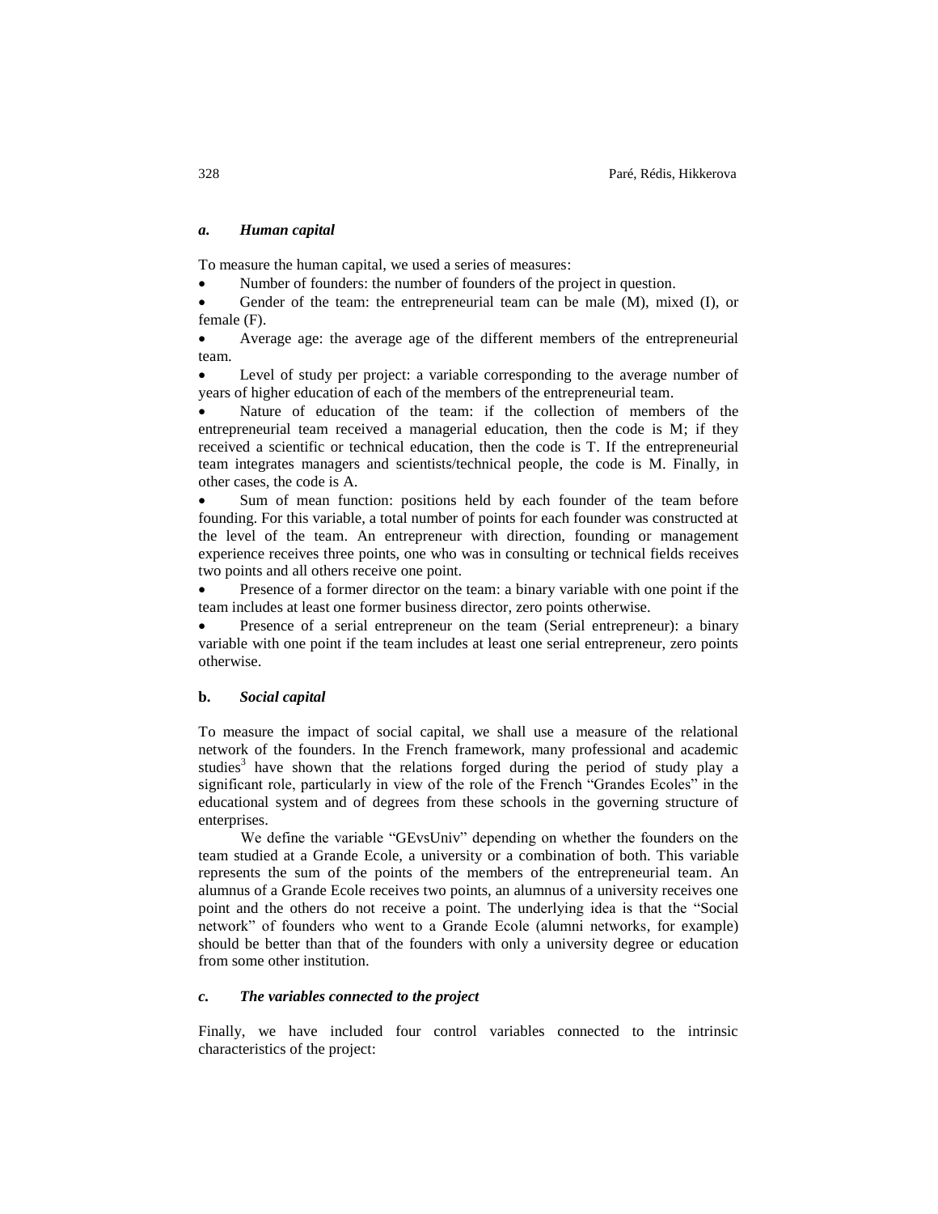### *a. Human capital*

To measure the human capital, we used a series of measures:

- Number of founders: the number of founders of the project in question.
- Gender of the team: the entrepreneurial team can be male (M), mixed (I), or female (F).
- Average age: the average age of the different members of the entrepreneurial team.
- Level of study per project: a variable corresponding to the average number of years of higher education of each of the members of the entrepreneurial team.
- Nature of education of the team: if the collection of members of the entrepreneurial team received a managerial education, then the code is M; if they received a scientific or technical education, then the code is T. If the entrepreneurial team integrates managers and scientists/technical people, the code is M. Finally, in other cases, the code is A.
- Sum of mean function: positions held by each founder of the team before founding. For this variable, a total number of points for each founder was constructed at the level of the team. An entrepreneur with direction, founding or management experience receives three points, one who was in consulting or technical fields receives two points and all others receive one point.
- Presence of a former director on the team: a binary variable with one point if the team includes at least one former business director, zero points otherwise.
- Presence of a serial entrepreneur on the team (Serial entrepreneur): a binary variable with one point if the team includes at least one serial entrepreneur, zero points otherwise.

### **b.** *Social capital*

To measure the impact of social capital, we shall use a measure of the relational network of the founders. In the French framework, many professional and academic studies[3] have shown that the relations forged during the period of study play a significant role, particularly in view of the role of the French "Grandes Ecoles" in the educational system and of degrees from these schools in the governing structure of enterprises.

We define the variable "GEvsUniv" depending on whether the founders on the team studied at a Grande Ecole, a university or a combination of both. This variable represents the sum of the points of the members of the entrepreneurial team. An alumnus of a Grande Ecole receives two points, an alumnus of a university receives one point and the others do not receive a point. The underlying idea is that the "Social network" of founders who went to a Grande Ecole (alumni networks, for example) should be better than that of the founders with only a university degree or education from some other institution.

### *c. The variables connected to the project*

Finally, we have included four control variables connected to the intrinsic characteristics of the project: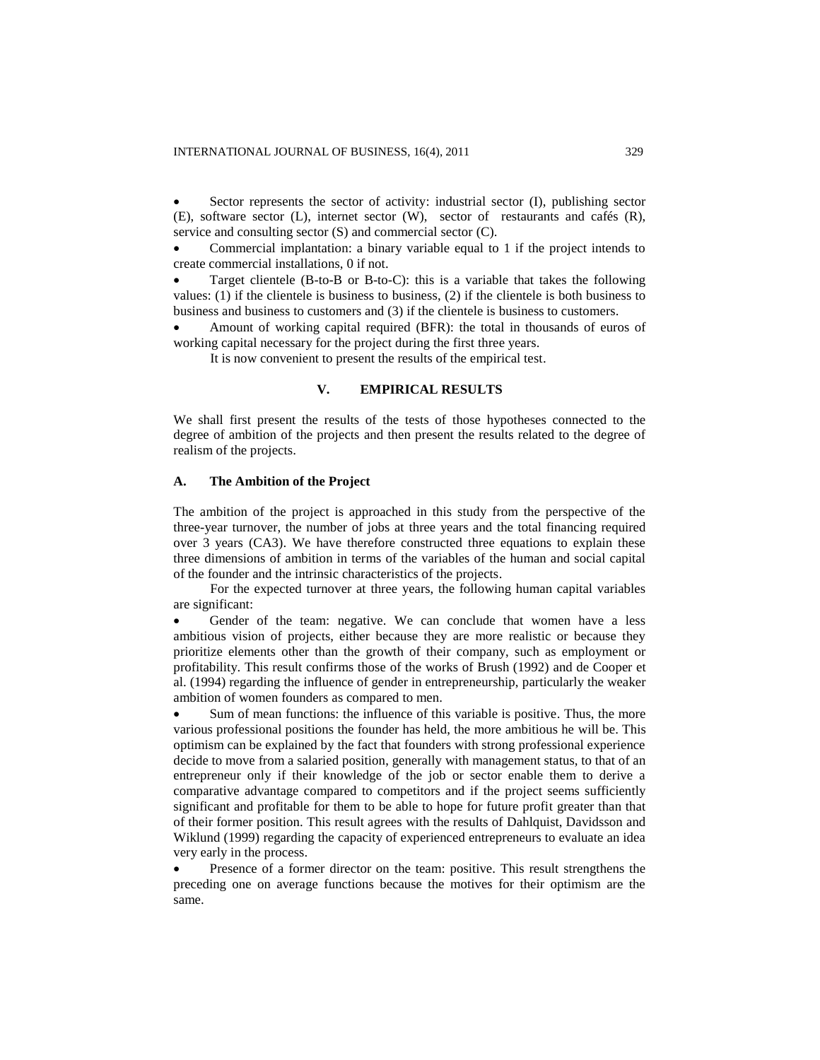- Sector represents the sector of activity: industrial sector (I), publishing sector (E), software sector (L), internet sector (W), sector of restaurants and cafés (R), service and consulting sector (S) and commercial sector (C).
- Commercial implantation: a binary variable equal to 1 if the project intends to create commercial installations, 0 if not.
- Target clientele (B-to-B or B-to-C): this is a variable that takes the following values: (1) if the clientele is business to business, (2) if the clientele is both business to business and business to customers and (3) if the clientele is business to customers.
- Amount of working capital required (BFR): the total in thousands of euros of working capital necessary for the project during the first three years.

It is now convenient to present the results of the empirical test.

## V. EMPIRICAL RESULTS

We shall first present the results of the tests of those hypotheses connected to the degree of ambition of the projects and then present the results related to the degree of realism of the projects.

### A. The Ambition of the Project

The ambition of the project is approached in this study from the perspective of the three-year turnover, the number of jobs at three years and the total financing required over 3 years (CA3). We have therefore constructed three equations to explain these three dimensions of ambition in terms of the variables of the human and social capital of the founder and the intrinsic characteristics of the projects.

For the expected turnover at three years, the following human capital variables are significant:

- Gender of the team: negative. We can conclude that women have a less ambitious vision of projects, either because they are more realistic or because they prioritize elements other than the growth of their company, such as employment or profitability. This result confirms those of the works of Brush (1992) and de Cooper et al. (1994) regarding the influence of gender in entrepreneurship, particularly the weaker ambition of women founders as compared to men.
- Sum of mean functions: the influence of this variable is positive. Thus, the more various professional positions the founder has held, the more ambitious he will be. This optimism can be explained by the fact that founders with strong professional experience decide to move from a salaried position, generally with management status, to that of an entrepreneur only if their knowledge of the job or sector enable them to derive a comparative advantage compared to competitors and if the project seems sufficiently significant and profitable for them to be able to hope for future profit greater than that of their former position. This result agrees with the results of Dahlquist, Davidsson and Wiklund (1999) regarding the capacity of experienced entrepreneurs to evaluate an idea very early in the process.
- Presence of a former director on the team: positive. This result strengthens the preceding one on average functions because the motives for their optimism are the same.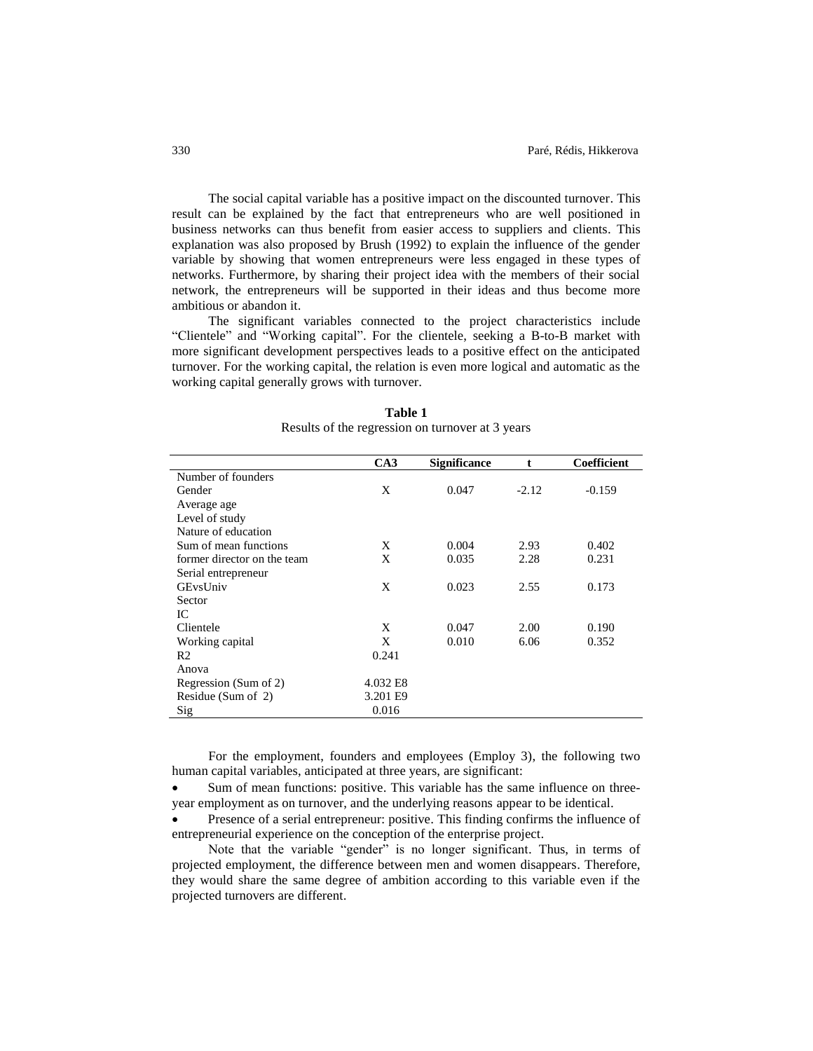The social capital variable has a positive impact on the discounted turnover. This result can be explained by the fact that entrepreneurs who are well positioned in business networks can thus benefit from easier access to suppliers and clients. This explanation was also proposed by Brush (1992) to explain the influence of the gender variable by showing that women entrepreneurs were less engaged in these types of networks. Furthermore, by sharing their project idea with the members of their social network, the entrepreneurs will be supported in their ideas and thus become more ambitious or abandon it.

The significant variables connected to the project characteristics include "Clientele" and "Working capital". For the clientele, seeking a B-to-B market with more significant development perspectives leads to a positive effect on the anticipated turnover. For the working capital, the relation is even more logical and automatic as the working capital generally grows with turnover.

**Table 1**

Results of the regression on turnover at 3 years

| | CA3 | Significance | t | Coefficient |
|---|---|---|---|---|
| Number of founders | | | | |
| Gender | X | 0.047 | -2.12 | -0.159 |
| Average age | | | | |
| Level of study | | | | |
| Nature of education | | | | |
| Sum of mean functions | X | 0.004 | 2.93 | 0.402 |
| former director on the team | X | 0.035 | 2.28 | 0.231 |
| Serial entrepreneur | | | | |
| GEvsUniv | X | 0.023 | 2.55 | 0.173 |
| Sector | | | | |
| IC | | | | |
| Clientele | X | 0.047 | 2.00 | 0.190 |
| Working capital | X | 0.010 | 6.06 | 0.352 |
| R2 | 0.241 | | | |
| Anova | | | | |
| Regression (Sum of 2) | 4.032 E8 | | | |
| Residue (Sum of 2) | 3.201 E9 | | | |
| Sig | 0.016 | | | |

For the employment, founders and employees (Employ 3), the following two human capital variables, anticipated at three years, are significant:

- Sum of mean functions: positive. This variable has the same influence on three-year employment as on turnover, and the underlying reasons appear to be identical.
- Presence of a serial entrepreneur: positive. This finding confirms the influence of entrepreneurial experience on the conception of the enterprise project.

Note that the variable "gender" is no longer significant. Thus, in terms of projected employment, the difference between men and women disappears. Therefore, they would share the same degree of ambition according to this variable even if the projected turnovers are different.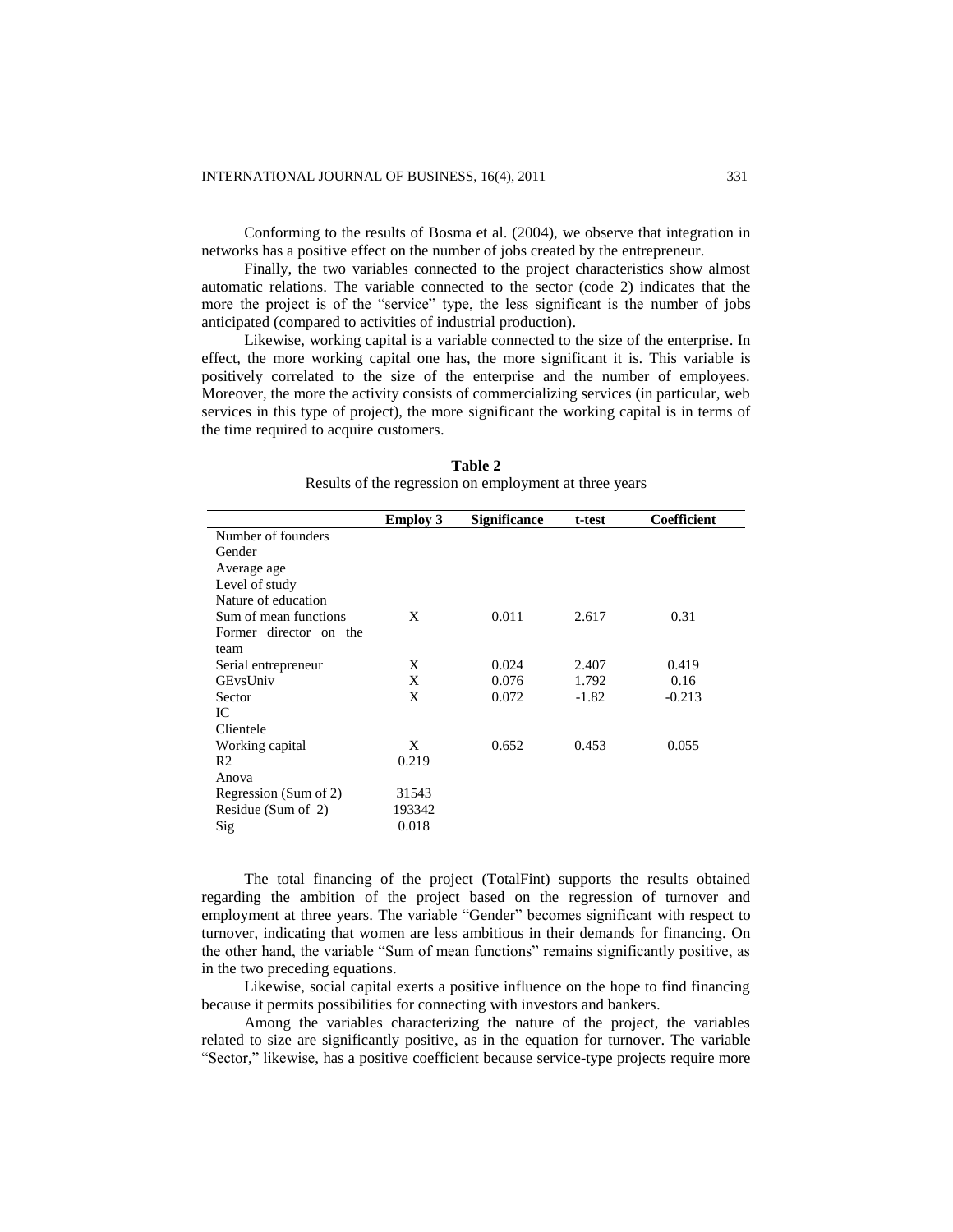Conforming to the results of Bosma et al. (2004), we observe that integration in networks has a positive effect on the number of jobs created by the entrepreneur.

Finally, the two variables connected to the project characteristics show almost automatic relations. The variable connected to the sector (code 2) indicates that the more the project is of the "service" type, the less significant is the number of jobs anticipated (compared to activities of industrial production).

Likewise, working capital is a variable connected to the size of the enterprise. In effect, the more working capital one has, the more significant it is. This variable is positively correlated to the size of the enterprise and the number of employees. Moreover, the more the activity consists of commercializing services (in particular, web services in this type of project), the more significant the working capital is in terms of the time required to acquire customers.

**Table 2**
Results of the regression on employment at three years

| | Employ 3 | Significance | t-test | Coefficient |
|---|---|---|---|---|
| Number of founders | | | | |
| Gender | | | | |
| Average age | | | | |
| Level of study | | | | |
| Nature of education | | | | |
| Sum of mean functions | X | 0.011 | 2.617 | 0.31 |
| Former director on the team | | | | |
| Serial entrepreneur | X | 0.024 | 2.407 | 0.419 |
| GEvsUniv | X | 0.076 | 1.792 | 0.16 |
| Sector | X | 0.072 | -1.82 | -0.213 |
| IC | | | | |
| Clientele | | | | |
| Working capital | X | 0.652 | 0.453 | 0.055 |
| R2 | 0.219 | | | |
| Anova | | | | |
| Regression (Sum of 2) | 31543 | | | |
| Residue (Sum of 2) | 193342 | | | |
| Sig | 0.018 | | | |

The total financing of the project (TotalFint) supports the results obtained regarding the ambition of the project based on the regression of turnover and employment at three years. The variable "Gender" becomes significant with respect to turnover, indicating that women are less ambitious in their demands for financing. On the other hand, the variable "Sum of mean functions" remains significantly positive, as in the two preceding equations.

Likewise, social capital exerts a positive influence on the hope to find financing because it permits possibilities for connecting with investors and bankers.

Among the variables characterizing the nature of the project, the variables related to size are significantly positive, as in the equation for turnover. The variable "Sector," likewise, has a positive coefficient because service-type projects require more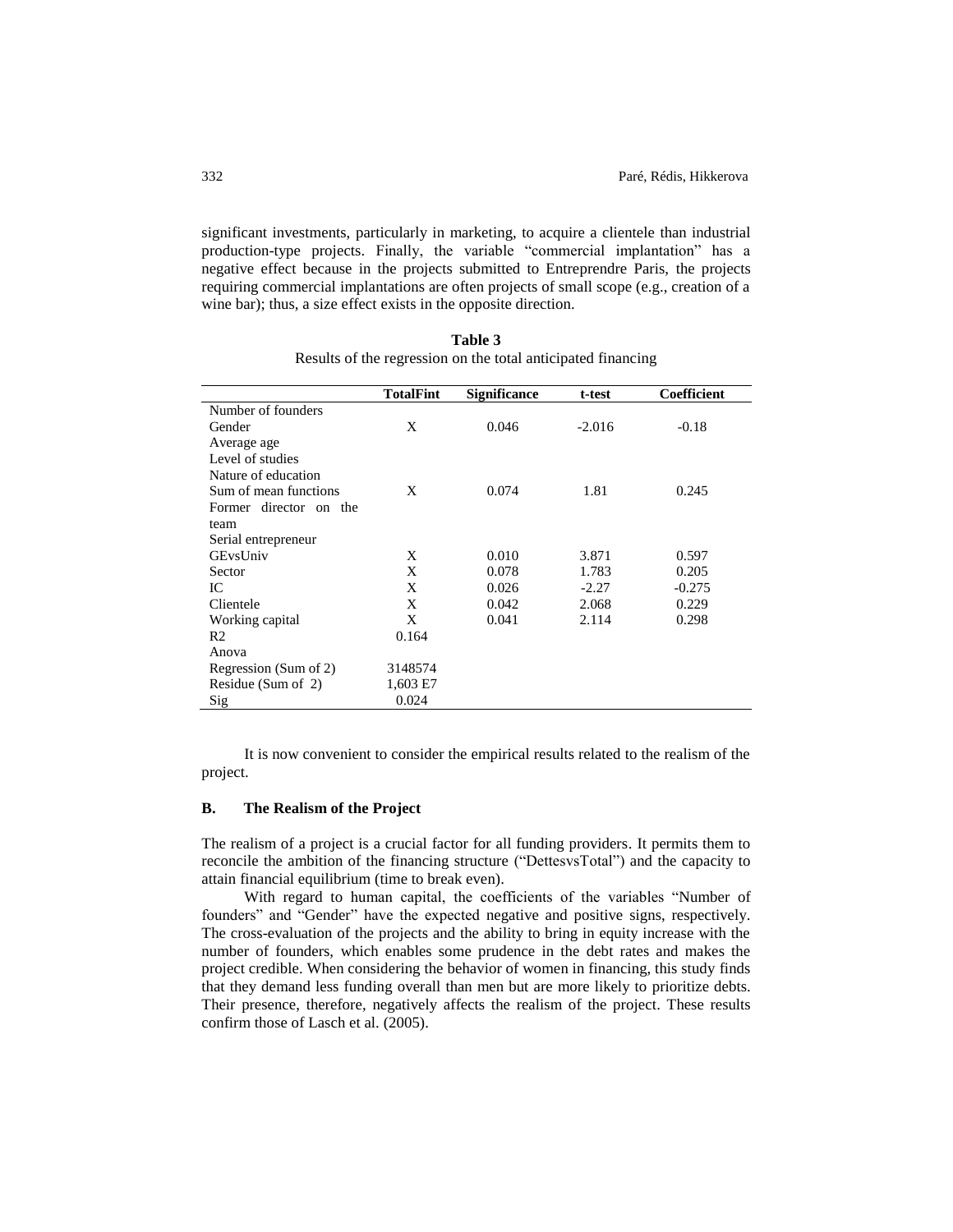significant investments, particularly in marketing, to acquire a clientele than industrial production-type projects. Finally, the variable "commercial implantation" has a negative effect because in the projects submitted to Entreprendre Paris, the projects requiring commercial implantations are often projects of small scope (e.g., creation of a wine bar); thus, a size effect exists in the opposite direction.

**Table 3**

Results of the regression on the total anticipated financing

| | TotalFint | Significance | t-test | Coefficient |
|---|---|---|---|---|
| Number of founders | | | | |
| Gender | X | 0.046 | -2.016 | -0.18 |
| Average age | | | | |
| Level of studies | | | | |
| Nature of education | | | | |
| Sum of mean functions | X | 0.074 | 1.81 | 0.245 |
| Former director on the team | | | | |
| Serial entrepreneur | | | | |
| GEvsUniv | X | 0.010 | 3.871 | 0.597 |
| Sector | X | 0.078 | 1.783 | 0.205 |
| IC | X | 0.026 | -2.27 | -0.275 |
| Clientele | X | 0.042 | 2.068 | 0.229 |
| Working capital | X | 0.041 | 2.114 | 0.298 |
| R2 | 0.164 | | | |
| Anova | | | | |
| Regression (Sum of 2) | 3148574 | | | |
| Residue (Sum of 2) | 1,603 E7 | | | |
| Sig | 0.024 | | | |

It is now convenient to consider the empirical results related to the realism of the project.

### B. The Realism of the Project

The realism of a project is a crucial factor for all funding providers. It permits them to reconcile the ambition of the financing structure ("DettesvsTotal") and the capacity to attain financial equilibrium (time to break even).

With regard to human capital, the coefficients of the variables "Number of founders" and "Gender" have the expected negative and positive signs, respectively. The cross-evaluation of the projects and the ability to bring in equity increase with the number of founders, which enables some prudence in the debt rates and makes the project credible. When considering the behavior of women in financing, this study finds that they demand less funding overall than men but are more likely to prioritize debts. Their presence, therefore, negatively affects the realism of the project. These results confirm those of Lasch et al. (2005).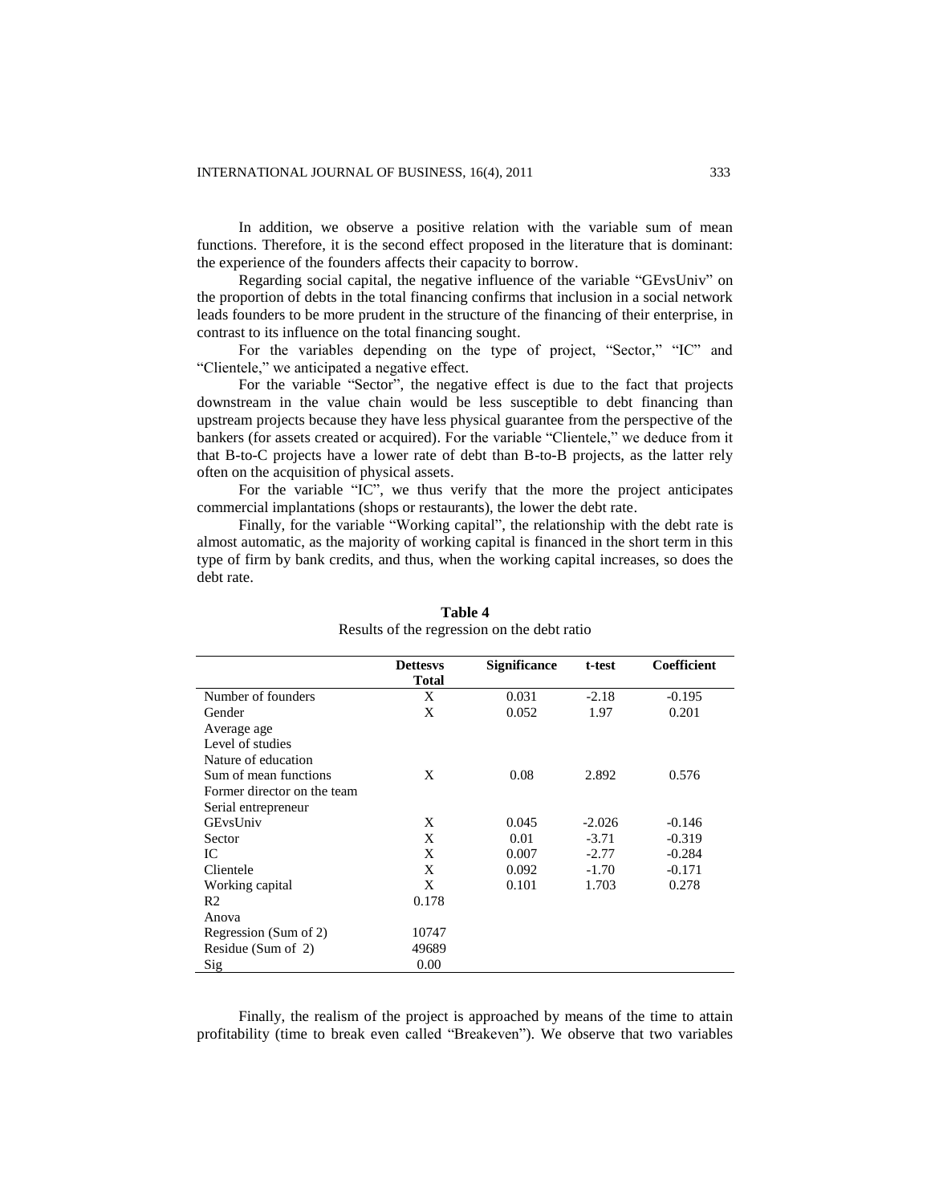In addition, we observe a positive relation with the variable sum of mean functions. Therefore, it is the second effect proposed in the literature that is dominant: the experience of the founders affects their capacity to borrow.

Regarding social capital, the negative influence of the variable "GEvsUniv" on the proportion of debts in the total financing confirms that inclusion in a social network leads founders to be more prudent in the structure of the financing of their enterprise, in contrast to its influence on the total financing sought.

For the variables depending on the type of project, "Sector," "IC" and "Clientele," we anticipated a negative effect.

For the variable "Sector", the negative effect is due to the fact that projects downstream in the value chain would be less susceptible to debt financing than upstream projects because they have less physical guarantee from the perspective of the bankers (for assets created or acquired). For the variable "Clientele," we deduce from it that B-to-C projects have a lower rate of debt than B-to-B projects, as the latter rely often on the acquisition of physical assets.

For the variable "IC", we thus verify that the more the project anticipates commercial implantations (shops or restaurants), the lower the debt rate.

Finally, for the variable "Working capital", the relationship with the debt rate is almost automatic, as the majority of working capital is financed in the short term in this type of firm by bank credits, and thus, when the working capital increases, so does the debt rate.

**Table 4**
Results of the regression on the debt ratio

| | **Dettesvs Total** | **Significance** | **t-test** | **Coefficient** |
|---|---|---|---|---|
| Number of founders | X | 0.031 | -2.18 | -0.195 |
| Gender | X | 0.052 | 1.97 | 0.201 |
| Average age | | | | |
| Level of studies | | | | |
| Nature of education | | | | |
| Sum of mean functions | X | 0.08 | 2.892 | 0.576 |
| Former director on the team | | | | |
| Serial entrepreneur | | | | |
| GEvsUniv | X | 0.045 | -2.026 | -0.146 |
| Sector | X | 0.01 | -3.71 | -0.319 |
| IC | X | 0.007 | -2.77 | -0.284 |
| Clientele | X | 0.092 | -1.70 | -0.171 |
| Working capital | X | 0.101 | 1.703 | 0.278 |
| R2 | 0.178 | | | |
| Anova | | | | |
| Regression (Sum of 2) | 10747 | | | |
| Residue (Sum of 2) | 49689 | | | |
| Sig | 0.00 | | | |

Finally, the realism of the project is approached by means of the time to attain profitability (time to break even called "Breakeven"). We observe that two variables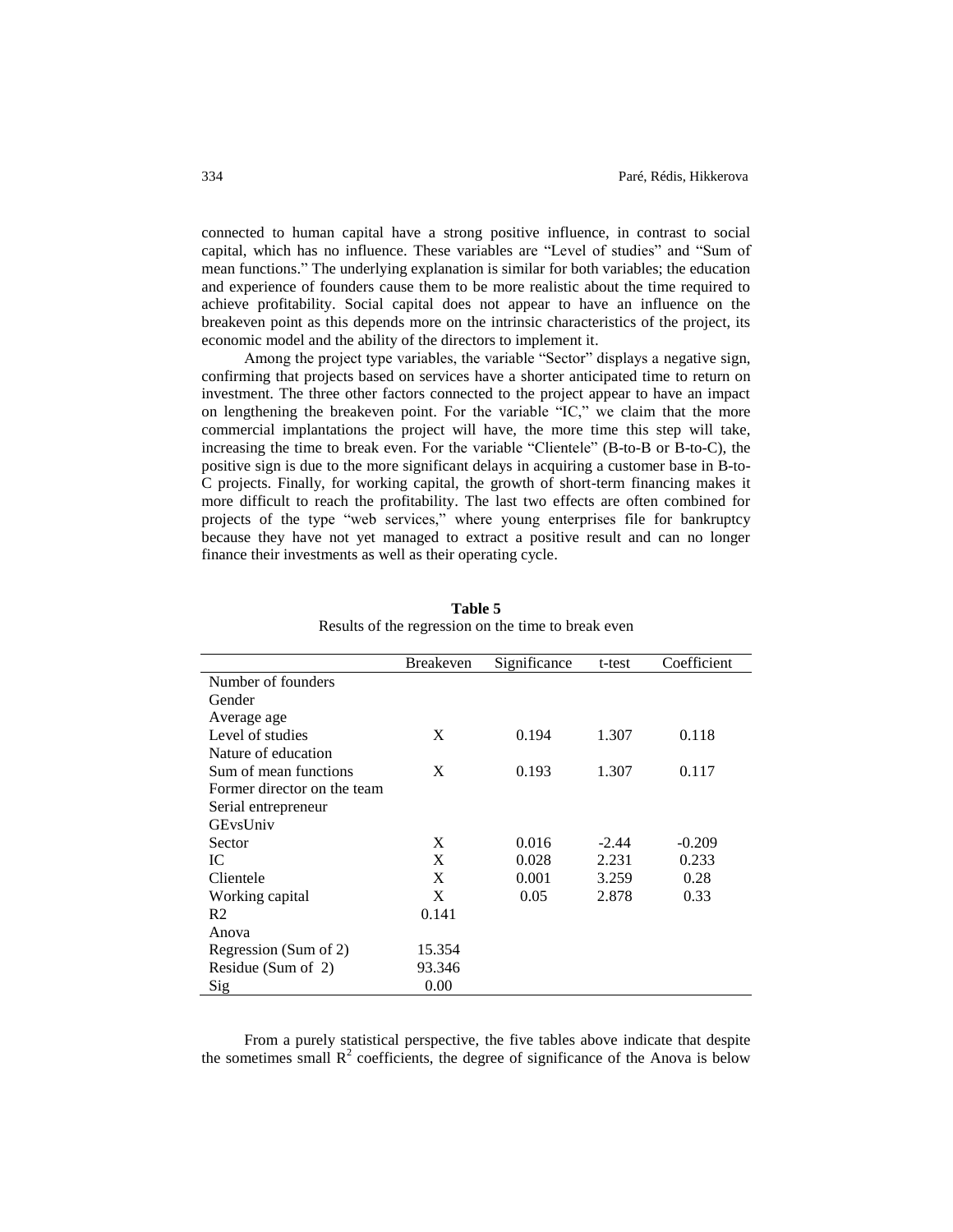connected to human capital have a strong positive influence, in contrast to social capital, which has no influence. These variables are "Level of studies" and "Sum of mean functions." The underlying explanation is similar for both variables; the education and experience of founders cause them to be more realistic about the time required to achieve profitability. Social capital does not appear to have an influence on the breakeven point as this depends more on the intrinsic characteristics of the project, its economic model and the ability of the directors to implement it.

Among the project type variables, the variable "Sector" displays a negative sign, confirming that projects based on services have a shorter anticipated time to return on investment. The three other factors connected to the project appear to have an impact on lengthening the breakeven point. For the variable "IC," we claim that the more commercial implantations the project will have, the more time this step will take, increasing the time to break even. For the variable "Clientele" (B-to-B or B-to-C), the positive sign is due to the more significant delays in acquiring a customer base in B-to-C projects. Finally, for working capital, the growth of short-term financing makes it more difficult to reach the profitability. The last two effects are often combined for projects of the type "web services," where young enterprises file for bankruptcy because they have not yet managed to extract a positive result and can no longer finance their investments as well as their operating cycle.

**Table 5**

Results of the regression on the time to break even

| | Breakeven | Significance | t-test | Coefficient |
|---|---|---|---|---|
| Number of founders | | | | |
| Gender | | | | |
| Average age | | | | |
| Level of studies | X | 0.194 | 1.307 | 0.118 |
| Nature of education | | | | |
| Sum of mean functions | X | 0.193 | 1.307 | 0.117 |
| Former director on the team | | | | |
| Serial entrepreneur | | | | |
| GEvsUniv | | | | |
| Sector | X | 0.016 | -2.44 | -0.209 |
| IC | X | 0.028 | 2.231 | 0.233 |
| Clientele | X | 0.001 | 3.259 | 0.28 |
| Working capital | X | 0.05 | 2.878 | 0.33 |
| R2 | 0.141 | | | |
| Anova | | | | |
| Regression (Sum of 2) | 15.354 | | | |
| Residue (Sum of 2) | 93.346 | | | |
| Sig | 0.00 | | | |

From a purely statistical perspective, the five tables above indicate that despite the sometimes small $R^2$ coefficients, the degree of significance of the Anova is below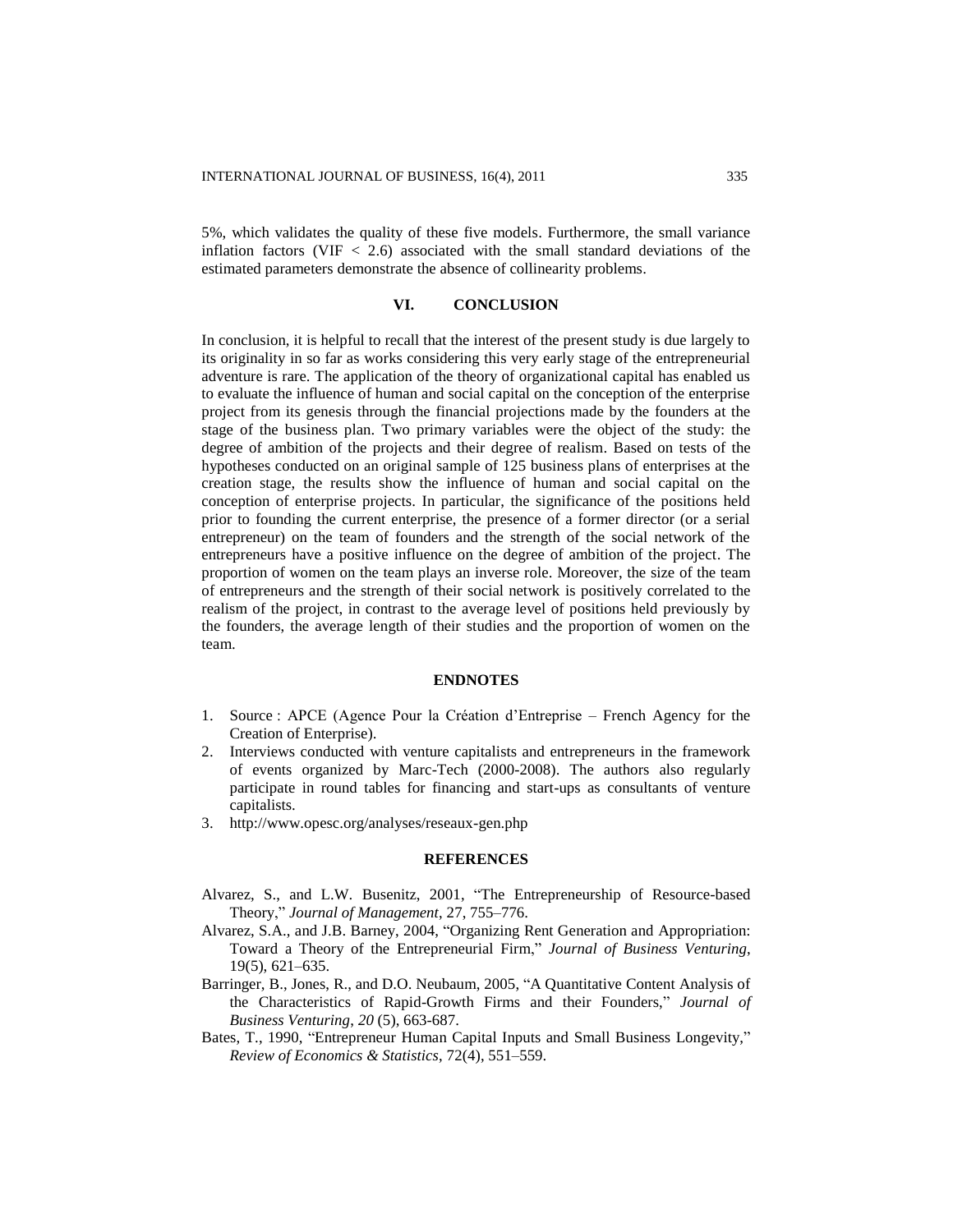5%, which validates the quality of these five models. Furthermore, the small variance inflation factors (VIF $< 2.6$) associated with the small standard deviations of the estimated parameters demonstrate the absence of collinearity problems.

## VI. CONCLUSION

In conclusion, it is helpful to recall that the interest of the present study is due largely to its originality in so far as works considering this very early stage of the entrepreneurial adventure is rare. The application of the theory of organizational capital has enabled us to evaluate the influence of human and social capital on the conception of the enterprise project from its genesis through the financial projections made by the founders at the stage of the business plan. Two primary variables were the object of the study: the degree of ambition of the projects and their degree of realism. Based on tests of the hypotheses conducted on an original sample of 125 business plans of enterprises at the creation stage, the results show the influence of human and social capital on the conception of enterprise projects. In particular, the significance of the positions held prior to founding the current enterprise, the presence of a former director (or a serial entrepreneur) on the team of founders and the strength of the social network of the entrepreneurs have a positive influence on the degree of ambition of the project. The proportion of women on the team plays an inverse role. Moreover, the size of the team of entrepreneurs and the strength of their social network is positively correlated to the realism of the project, in contrast to the average level of positions held previously by the founders, the average length of their studies and the proportion of women on the team.

## ENDNOTES

1. Source : APCE (Agence Pour la Création d'Entreprise – French Agency for the Creation of Enterprise).
2. Interviews conducted with venture capitalists and entrepreneurs in the framework of events organized by Marc-Tech (2000-2008). The authors also regularly participate in round tables for financing and start-ups as consultants of venture capitalists.
3. http://www.opesc.org/analyses/reseaux-gen.php

## REFERENCES

Alvarez, S., and L.W. Busenitz, 2001, "The Entrepreneurship of Resource-based Theory," *Journal of Management*, 27, 755–776.

Alvarez, S.A., and J.B. Barney, 2004, "Organizing Rent Generation and Appropriation: Toward a Theory of the Entrepreneurial Firm," *Journal of Business Venturing*, 19(5), 621–635.

Barringer, B., Jones, R., and D.O. Neubaum, 2005, "A Quantitative Content Analysis of the Characteristics of Rapid-Growth Firms and their Founders," *Journal of Business Venturing*, *20* (5), 663-687.

Bates, T., 1990, "Entrepreneur Human Capital Inputs and Small Business Longevity," *Review of Economics & Statistics*, 72(4), 551–559.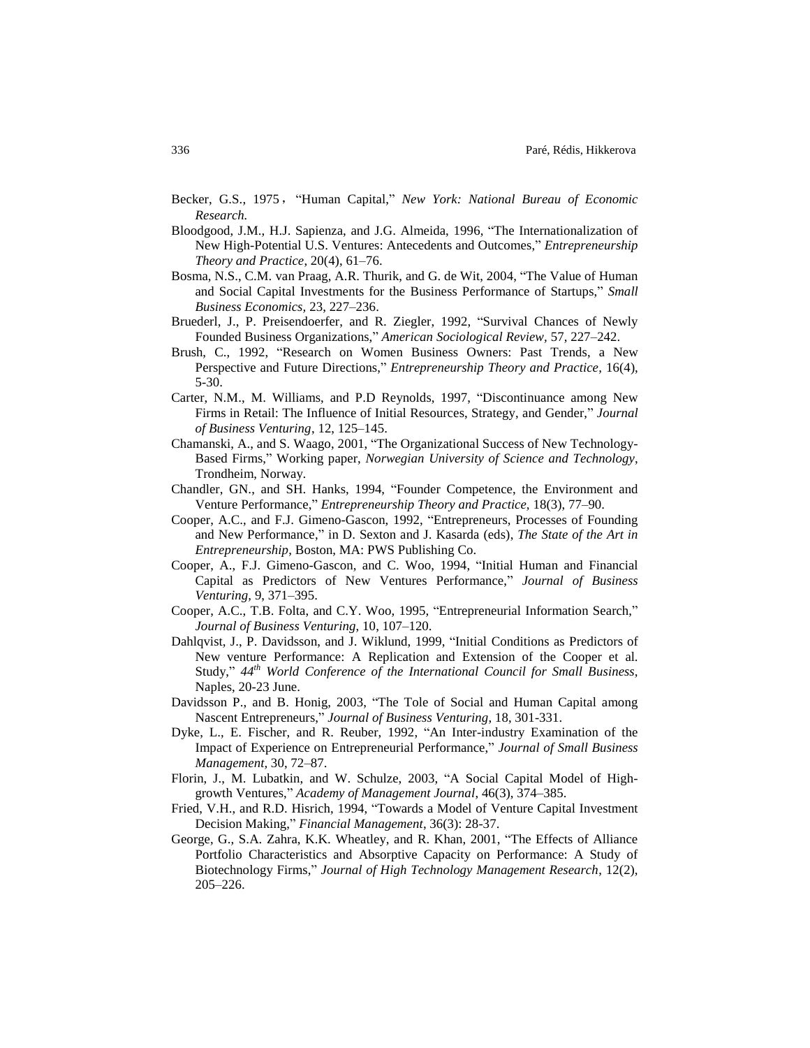Becker, G.S., 1975，"Human Capital," *New York: National Bureau of Economic Research.*

Bloodgood, J.M., H.J. Sapienza, and J.G. Almeida, 1996, "The Internationalization of New High-Potential U.S. Ventures: Antecedents and Outcomes," *Entrepreneurship Theory and Practice*, 20(4), 61–76.

Bosma, N.S., C.M. van Praag, A.R. Thurik, and G. de Wit, 2004, "The Value of Human and Social Capital Investments for the Business Performance of Startups," *Small Business Economics*, 23, 227–236.

Bruederl, J., P. Preisendoerfer, and R. Ziegler, 1992, "Survival Chances of Newly Founded Business Organizations," *American Sociological Review*, 57, 227–242.

Brush, C., 1992, "Research on Women Business Owners: Past Trends, a New Perspective and Future Directions," *Entrepreneurship Theory and Practice*, 16(4), 5-30.

Carter, N.M., M. Williams, and P.D Reynolds, 1997, "Discontinuance among New Firms in Retail: The Influence of Initial Resources, Strategy, and Gender," *Journal of Business Venturing*, 12, 125–145.

Chamanski, A., and S. Waago, 2001, "The Organizational Success of New Technology-Based Firms," Working paper, *Norwegian University of Science and Technology*, Trondheim, Norway.

Chandler, GN., and SH. Hanks, 1994, "Founder Competence, the Environment and Venture Performance," *Entrepreneurship Theory and Practice*, 18(3), 77–90.

Cooper, A.C., and F.J. Gimeno-Gascon, 1992, "Entrepreneurs, Processes of Founding and New Performance," in D. Sexton and J. Kasarda (eds), *The State of the Art in Entrepreneurship*, Boston, MA: PWS Publishing Co.

Cooper, A., F.J. Gimeno-Gascon, and C. Woo, 1994, "Initial Human and Financial Capital as Predictors of New Ventures Performance," *Journal of Business Venturing*, 9, 371–395.

Cooper, A.C., T.B. Folta, and C.Y. Woo, 1995, "Entrepreneurial Information Search," *Journal of Business Venturing*, 10, 107–120.

Dahlqvist, J., P. Davidsson, and J. Wiklund, 1999, "Initial Conditions as Predictors of New venture Performance: A Replication and Extension of the Cooper et al. Study," *44th World Conference of the International Council for Small Business*, Naples, 20-23 June.

Davidsson P., and B. Honig, 2003, "The Tole of Social and Human Capital among Nascent Entrepreneurs," *Journal of Business Venturing*, 18, 301-331.

Dyke, L., E. Fischer, and R. Reuber, 1992, "An Inter-industry Examination of the Impact of Experience on Entrepreneurial Performance," *Journal of Small Business Management*, 30, 72–87.

Florin, J., M. Lubatkin, and W. Schulze, 2003, "A Social Capital Model of High-growth Ventures," *Academy of Management Journal*, 46(3), 374–385.

Fried, V.H., and R.D. Hisrich, 1994, "Towards a Model of Venture Capital Investment Decision Making," *Financial Management*, 36(3): 28-37.

George, G., S.A. Zahra, K.K. Wheatley, and R. Khan, 2001, "The Effects of Alliance Portfolio Characteristics and Absorptive Capacity on Performance: A Study of Biotechnology Firms," *Journal of High Technology Management Research*, 12(2), 205–226.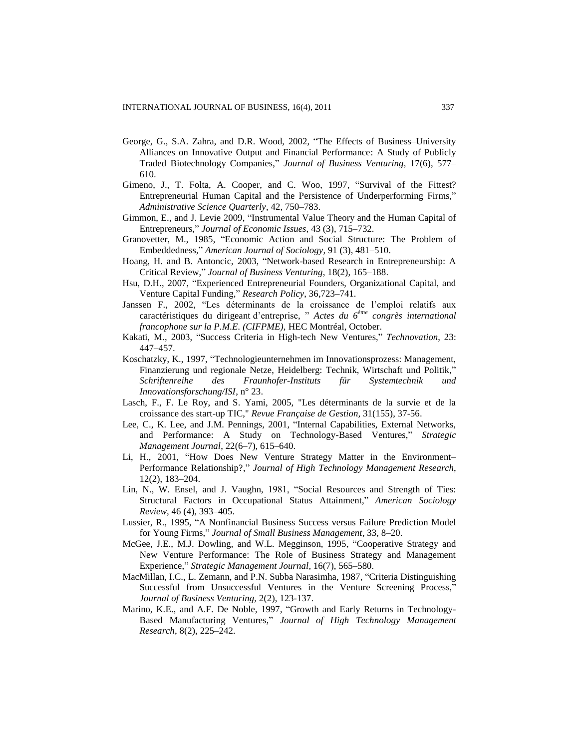George, G., S.A. Zahra, and D.R. Wood, 2002, "The Effects of Business–University Alliances on Innovative Output and Financial Performance: A Study of Publicly Traded Biotechnology Companies," *Journal of Business Venturing*, 17(6), 577–610.

Gimeno, J., T. Folta, A. Cooper, and C. Woo, 1997, "Survival of the Fittest? Entrepreneurial Human Capital and the Persistence of Underperforming Firms," *Administrative Science Quarterly*, 42, 750–783.

Gimmon, E., and J. Levie 2009, "Instrumental Value Theory and the Human Capital of Entrepreneurs," *Journal of Economic Issues*, 43 (3), 715–732.

Granovetter, M., 1985, "Economic Action and Social Structure: The Problem of Embeddedness," *American Journal of Sociology*, 91 (3), 481–510.

Hoang, H. and B. Antoncic, 2003, "Network-based Research in Entrepreneurship: A Critical Review," *Journal of Business Venturing*, 18(2), 165–188.

Hsu, D.H., 2007, "Experienced Entrepreneurial Founders, Organizational Capital, and Venture Capital Funding," *Research Policy*, 36,723–741.

Janssen F., 2002, "Les déterminants de la croissance de l'emploi relatifs aux caractéristiques du dirigeant d'entreprise, " *Actes du 6ème congrès international francophone sur la P.M.E. (CIFPME)*, HEC Montréal, October.

Kakati, M., 2003, "Success Criteria in High-tech New Ventures," *Technovation*, 23: 447–457.

Koschatzky, K., 1997, "Technologieunternehmen im Innovationsprozess: Management, Finanzierung und regionale Netze, Heidelberg: Technik, Wirtschaft und Politik," *Schriftenreihe des Fraunhofer-Instituts für Systemtechnik und Innovationsforschung/ISI*, n° 23.

Lasch, F., F. Le Roy, and S. Yami, 2005, "Les déterminants de la survie et de la croissance des start-up TIC," *Revue Française de Gestion*, 31(155), 37-56.

Lee, C., K. Lee, and J.M. Pennings, 2001, "Internal Capabilities, External Networks, and Performance: A Study on Technology-Based Ventures," *Strategic Management Journal*, 22(6–7), 615–640.

Li, H., 2001, "How Does New Venture Strategy Matter in the Environment–Performance Relationship?," *Journal of High Technology Management Research*, 12(2), 183–204.

Lin, N., W. Ensel, and J. Vaughn, 1981, "Social Resources and Strength of Ties: Structural Factors in Occupational Status Attainment," *American Sociology Review*, 46 (4), 393–405.

Lussier, R., 1995, "A Nonfinancial Business Success versus Failure Prediction Model for Young Firms," *Journal of Small Business Management*, 33, 8–20.

McGee, J.E., M.J. Dowling, and W.L. Megginson, 1995, "Cooperative Strategy and New Venture Performance: The Role of Business Strategy and Management Experience," *Strategic Management Journal*, 16(7), 565–580.

MacMillan, I.C., L. Zemann, and P.N. Subba Narasimha, 1987, "Criteria Distinguishing Successful from Unsuccessful Ventures in the Venture Screening Process," *Journal of Business Venturing*, 2(2), 123-137.

Marino, K.E., and A.F. De Noble, 1997, "Growth and Early Returns in Technology-Based Manufacturing Ventures," *Journal of High Technology Management Research*, 8(2), 225–242.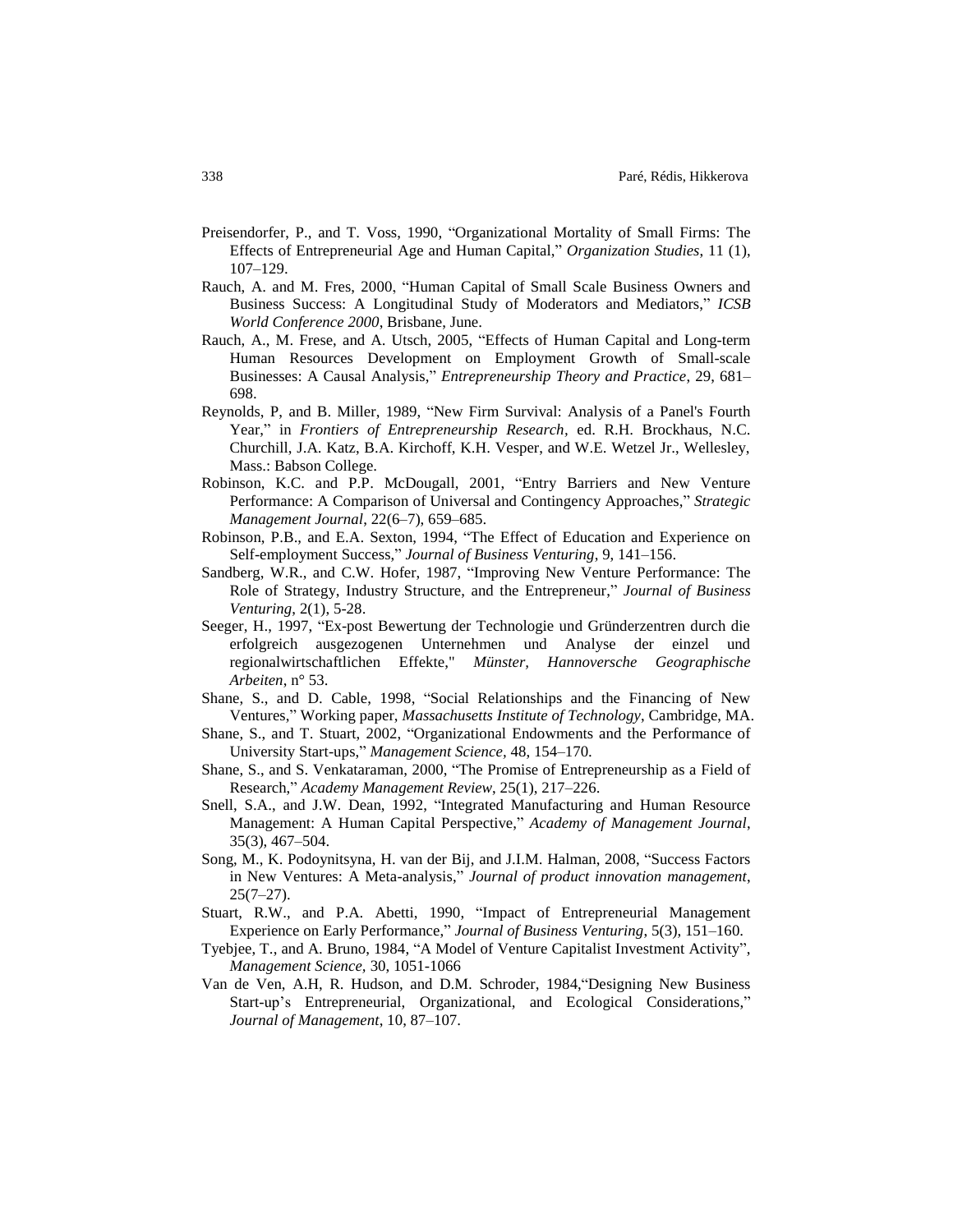Preisendorfer, P., and T. Voss, 1990, "Organizational Mortality of Small Firms: The Effects of Entrepreneurial Age and Human Capital," *Organization Studies*, 11 (1), 107–129.

Rauch, A. and M. Fres, 2000, "Human Capital of Small Scale Business Owners and Business Success: A Longitudinal Study of Moderators and Mediators," *ICSB World Conference 2000*, Brisbane, June.

Rauch, A., M. Frese, and A. Utsch, 2005, "Effects of Human Capital and Long-term Human Resources Development on Employment Growth of Small-scale Businesses: A Causal Analysis," *Entrepreneurship Theory and Practice*, 29, 681–698.

Reynolds, P, and B. Miller, 1989, "New Firm Survival: Analysis of a Panel's Fourth Year," in *Frontiers of Entrepreneurship Research*, ed. R.H. Brockhaus, N.C. Churchill, J.A. Katz, B.A. Kirchoff, K.H. Vesper, and W.E. Wetzel Jr., Wellesley, Mass.: Babson College.

Robinson, K.C. and P.P. McDougall, 2001, "Entry Barriers and New Venture Performance: A Comparison of Universal and Contingency Approaches," *Strategic Management Journal*, 22(6–7), 659–685.

Robinson, P.B., and E.A. Sexton, 1994, "The Effect of Education and Experience on Self-employment Success," *Journal of Business Venturing*, 9, 141–156.

Sandberg, W.R., and C.W. Hofer, 1987, "Improving New Venture Performance: The Role of Strategy, Industry Structure, and the Entrepreneur," *Journal of Business Venturing*, 2(1), 5-28.

Seeger, H., 1997, "Ex-post Bewertung der Technologie und Gründerzentren durch die erfolgreich ausgezogenen Unternehmen und Analyse der einzel und regionalwirtschaftlichen Effekte," *Münster, Hannoversche Geographische Arbeiten*, n° 53.

Shane, S., and D. Cable, 1998, "Social Relationships and the Financing of New Ventures," Working paper, *Massachusetts Institute of Technology*, Cambridge, MA.

Shane, S., and T. Stuart, 2002, "Organizational Endowments and the Performance of University Start-ups," *Management Science,* 48, 154–170.

Shane, S., and S. Venkataraman, 2000, "The Promise of Entrepreneurship as a Field of Research," *Academy Management Review*, 25(1), 217–226.

Snell, S.A., and J.W. Dean, 1992, "Integrated Manufacturing and Human Resource Management: A Human Capital Perspective," *Academy of Management Journal*, 35(3), 467–504.

Song, M., K. Podoynitsyna, H. van der Bij, and J.I.M. Halman, 2008, "Success Factors in New Ventures: A Meta-analysis," *Journal of product innovation management*, 25(7–27).

Stuart, R.W., and P.A. Abetti, 1990, "Impact of Entrepreneurial Management Experience on Early Performance," *Journal of Business Venturing*, 5(3), 151–160.

Tyebjee, T., and A. Bruno, 1984, "A Model of Venture Capitalist Investment Activity", *Management Science,* 30, 1051-1066

Van de Ven, A.H, R. Hudson, and D.M. Schroder, 1984,"Designing New Business Start-up's Entrepreneurial, Organizational, and Ecological Considerations," *Journal of Management*, 10, 87–107.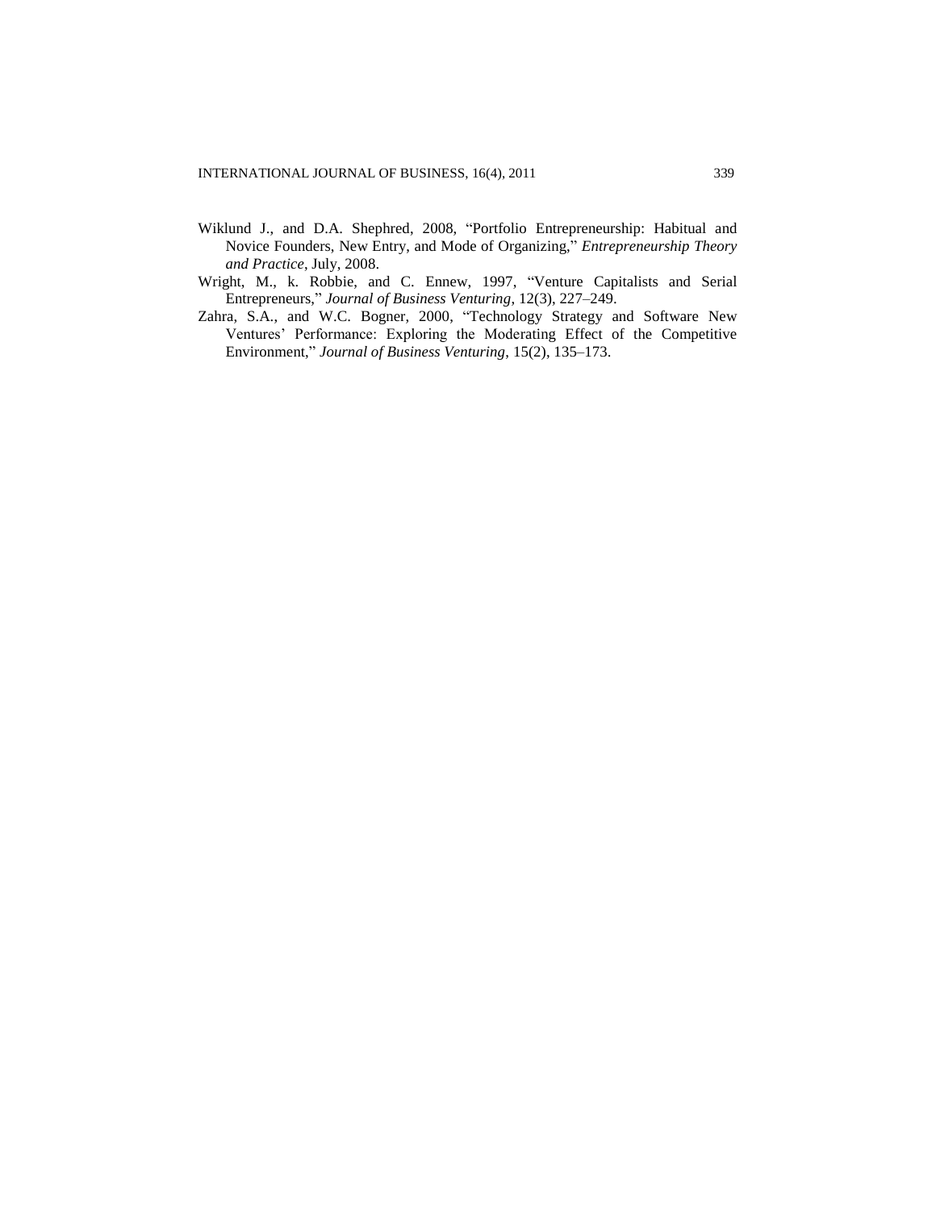Wiklund J., and D.A. Shephred, 2008, "Portfolio Entrepreneurship: Habitual and Novice Founders, New Entry, and Mode of Organizing," *Entrepreneurship Theory and Practice*, July, 2008.

Wright, M., k. Robbie, and C. Ennew, 1997, "Venture Capitalists and Serial Entrepreneurs," *Journal of Business Venturing*, 12(3), 227–249.

Zahra, S.A., and W.C. Bogner, 2000, "Technology Strategy and Software New Ventures' Performance: Exploring the Moderating Effect of the Competitive Environment," *Journal of Business Venturing*, 15(2), 135–173.